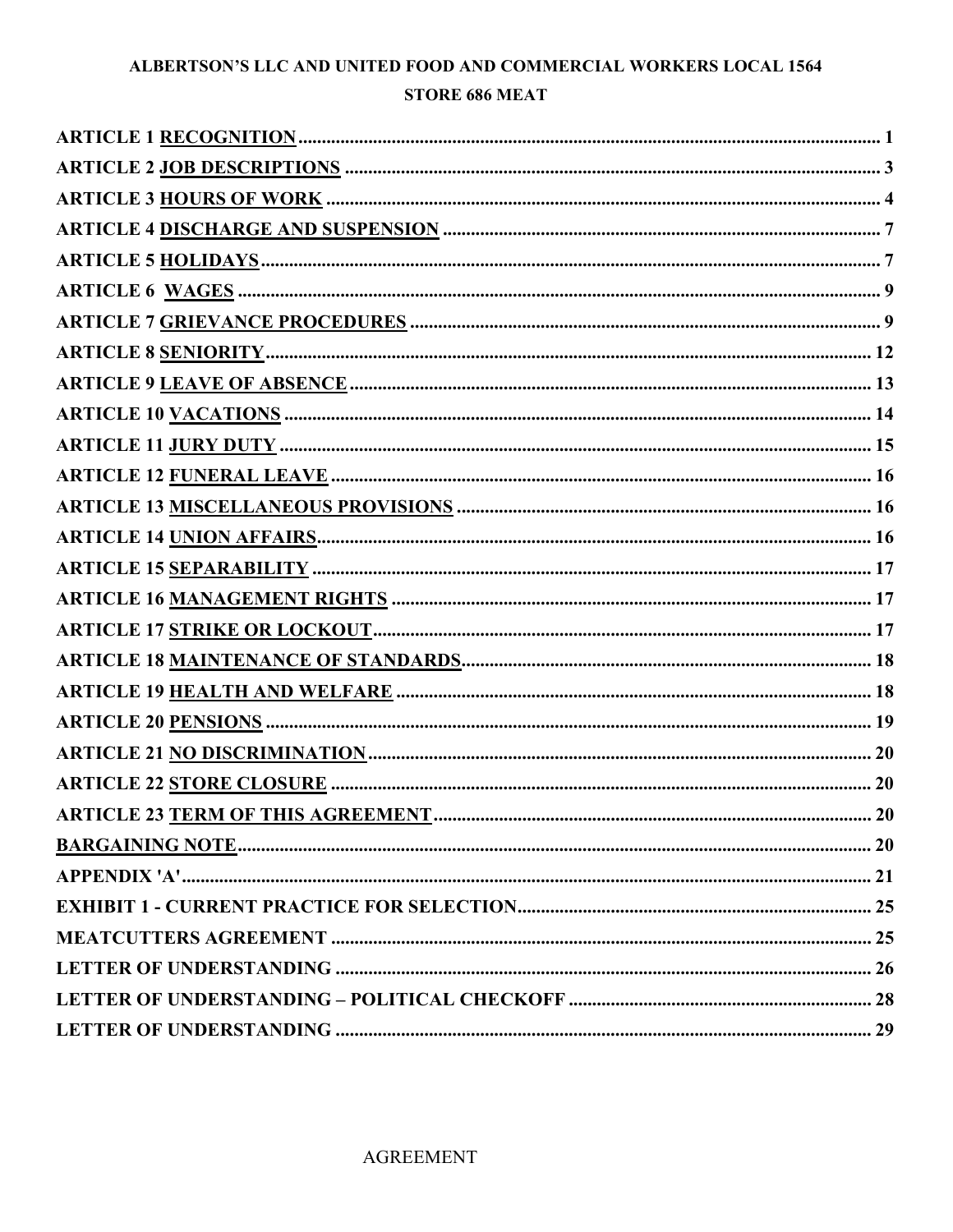**ALBERTSON'S LLC AND UNITED FOOD AND COMMERCIAL WORKERS LOCAL 1564**

**STORE 686 MEAT**

**ARTICLE 1 RECOGNITION** ..... 1
**ARTICLE 2 JOB DESCRIPTIONS** ..... 3
**ARTICLE 3 HOURS OF WORK** ..... 4
**ARTICLE 4 DISCHARGE AND SUSPENSION** ..... 7
**ARTICLE 5 HOLIDAYS** ..... 7
**ARTICLE 6 WAGES** ..... 9
**ARTICLE 7 GRIEVANCE PROCEDURES** ..... 9
**ARTICLE 8 SENIORITY** ..... 12
**ARTICLE 9 LEAVE OF ABSENCE** ..... 13
**ARTICLE 10 VACATIONS** ..... 14
**ARTICLE 11 JURY DUTY** ..... 15
**ARTICLE 12 FUNERAL LEAVE** ..... 16
**ARTICLE 13 MISCELLANEOUS PROVISIONS** ..... 16
**ARTICLE 14 UNION AFFAIRS** ..... 16
**ARTICLE 15 SEPARABILITY** ..... 17
**ARTICLE 16 MANAGEMENT RIGHTS** ..... 17
**ARTICLE 17 STRIKE OR LOCKOUT** ..... 17
**ARTICLE 18 MAINTENANCE OF STANDARDS** ..... 18
**ARTICLE 19 HEALTH AND WELFARE** ..... 18
**ARTICLE 20 PENSIONS** ..... 19
**ARTICLE 21 NO DISCRIMINATION** ..... 20
**ARTICLE 22 STORE CLOSURE** ..... 20
**ARTICLE 23 TERM OF THIS AGREEMENT** ..... 20
**BARGAINING NOTE** ..... 20
**APPENDIX 'A'** ..... 21
**EXHIBIT 1 - CURRENT PRACTICE FOR SELECTION** ..... 25
**MEATCUTTERS AGREEMENT** ..... 25
**LETTER OF UNDERSTANDING** ..... 26
**LETTER OF UNDERSTANDING – POLITICAL CHECKOFF** ..... 28
**LETTER OF UNDERSTANDING** ..... 29

AGREEMENT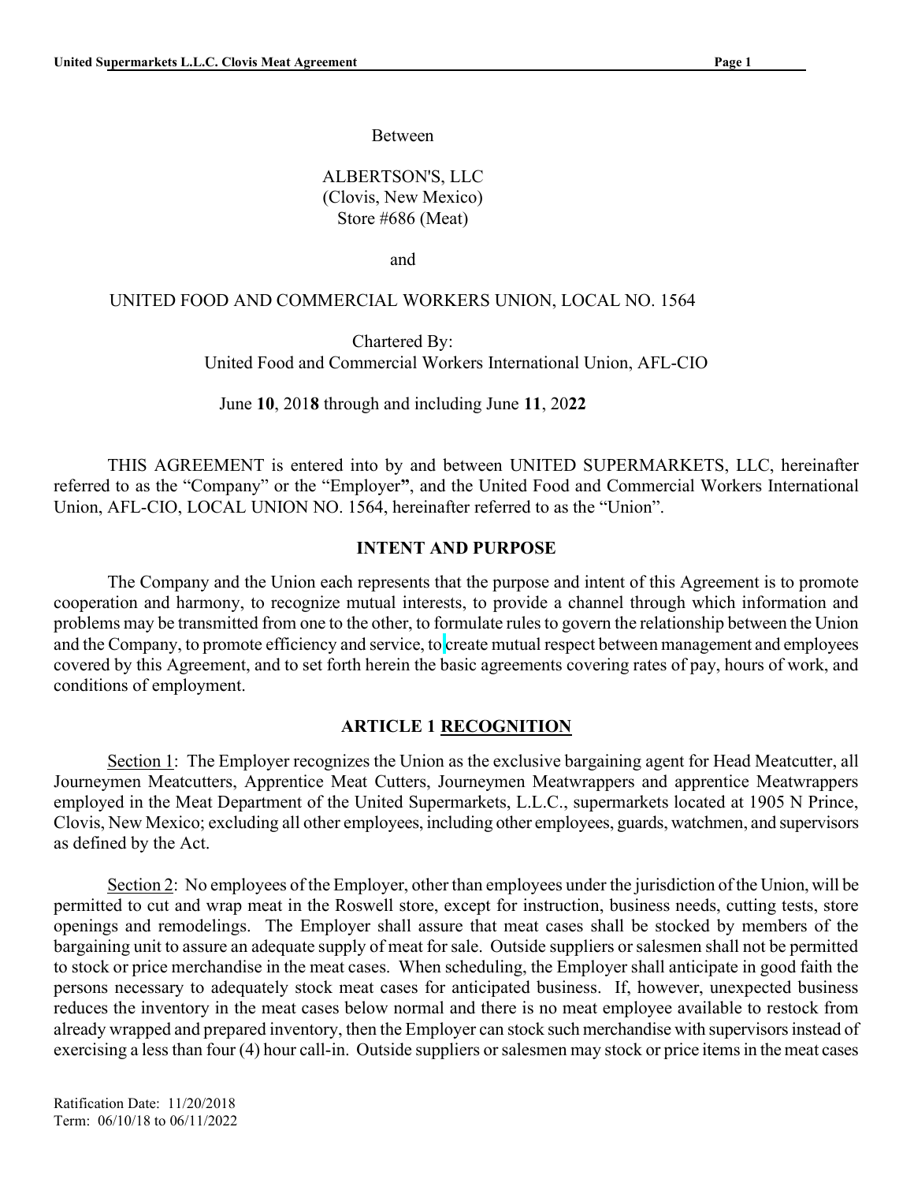Between

ALBERTSON'S, LLC
(Clovis, New Mexico)
Store #686 (Meat)

and

UNITED FOOD AND COMMERCIAL WORKERS UNION, LOCAL NO. 1564

Chartered By:
United Food and Commercial Workers International Union, AFL-CIO

June **10**, 201**8** through and including June **11**, 20**22**

THIS AGREEMENT is entered into by and between UNITED SUPERMARKETS, LLC, hereinafter referred to as the "Company" or the "Employer**"**, and the United Food and Commercial Workers International Union, AFL-CIO, LOCAL UNION NO. 1564, hereinafter referred to as the "Union".

## INTENT AND PURPOSE

The Company and the Union each represents that the purpose and intent of this Agreement is to promote cooperation and harmony, to recognize mutual interests, to provide a channel through which information and problems may be transmitted from one to the other, to formulate rules to govern the relationship between the Union and the Company, to promote efficiency and service, to create mutual respect between management and employees covered by this Agreement, and to set forth herein the basic agreements covering rates of pay, hours of work, and conditions of employment.

## ARTICLE 1 RECOGNITION

Section 1: The Employer recognizes the Union as the exclusive bargaining agent for Head Meatcutter, all Journeymen Meatcutters, Apprentice Meat Cutters, Journeymen Meatwrappers and apprentice Meatwrappers employed in the Meat Department of the United Supermarkets, L.L.C., supermarkets located at 1905 N Prince, Clovis, New Mexico; excluding all other employees, including other employees, guards, watchmen, and supervisors as defined by the Act.

Section 2: No employees of the Employer, other than employees under the jurisdiction of the Union, will be permitted to cut and wrap meat in the Roswell store, except for instruction, business needs, cutting tests, store openings and remodelings. The Employer shall assure that meat cases shall be stocked by members of the bargaining unit to assure an adequate supply of meat for sale. Outside suppliers or salesmen shall not be permitted to stock or price merchandise in the meat cases. When scheduling, the Employer shall anticipate in good faith the persons necessary to adequately stock meat cases for anticipated business. If, however, unexpected business reduces the inventory in the meat cases below normal and there is no meat employee available to restock from already wrapped and prepared inventory, then the Employer can stock such merchandise with supervisors instead of exercising a less than four (4) hour call-in. Outside suppliers or salesmen may stock or price items in the meat cases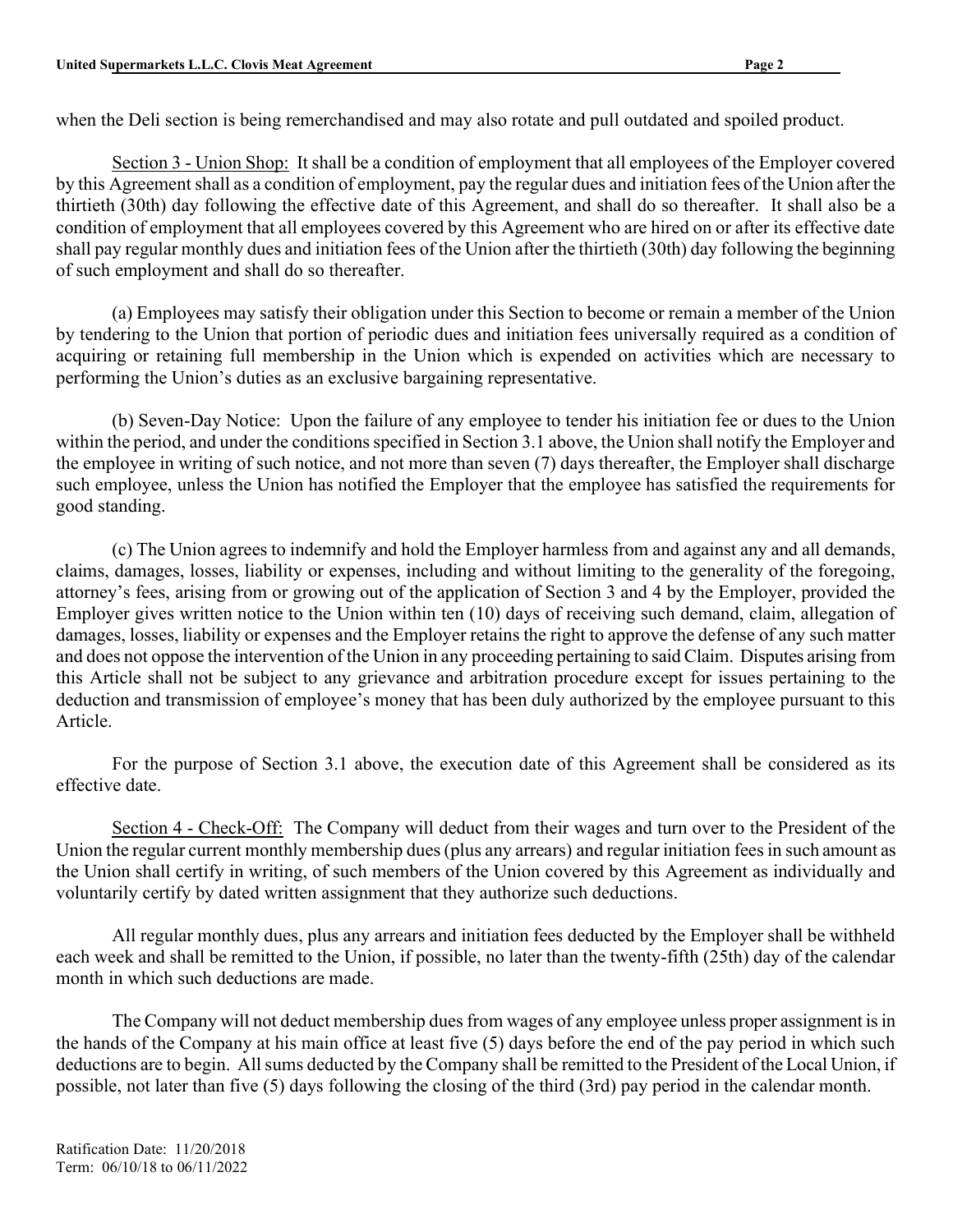when the Deli section is being remerchandised and may also rotate and pull outdated and spoiled product.

Section 3 - Union Shop: It shall be a condition of employment that all employees of the Employer covered by this Agreement shall as a condition of employment, pay the regular dues and initiation fees of the Union after the thirtieth (30th) day following the effective date of this Agreement, and shall do so thereafter. It shall also be a condition of employment that all employees covered by this Agreement who are hired on or after its effective date shall pay regular monthly dues and initiation fees of the Union after the thirtieth (30th) day following the beginning of such employment and shall do so thereafter.

(a) Employees may satisfy their obligation under this Section to become or remain a member of the Union by tendering to the Union that portion of periodic dues and initiation fees universally required as a condition of acquiring or retaining full membership in the Union which is expended on activities which are necessary to performing the Union's duties as an exclusive bargaining representative.

(b) Seven-Day Notice: Upon the failure of any employee to tender his initiation fee or dues to the Union within the period, and under the conditions specified in Section 3.1 above, the Union shall notify the Employer and the employee in writing of such notice, and not more than seven (7) days thereafter, the Employer shall discharge such employee, unless the Union has notified the Employer that the employee has satisfied the requirements for good standing.

(c) The Union agrees to indemnify and hold the Employer harmless from and against any and all demands, claims, damages, losses, liability or expenses, including and without limiting to the generality of the foregoing, attorney's fees, arising from or growing out of the application of Section 3 and 4 by the Employer, provided the Employer gives written notice to the Union within ten (10) days of receiving such demand, claim, allegation of damages, losses, liability or expenses and the Employer retains the right to approve the defense of any such matter and does not oppose the intervention of the Union in any proceeding pertaining to said Claim. Disputes arising from this Article shall not be subject to any grievance and arbitration procedure except for issues pertaining to the deduction and transmission of employee's money that has been duly authorized by the employee pursuant to this Article.

For the purpose of Section 3.1 above, the execution date of this Agreement shall be considered as its effective date.

Section 4 - Check-Off: The Company will deduct from their wages and turn over to the President of the Union the regular current monthly membership dues (plus any arrears) and regular initiation fees in such amount as the Union shall certify in writing, of such members of the Union covered by this Agreement as individually and voluntarily certify by dated written assignment that they authorize such deductions.

All regular monthly dues, plus any arrears and initiation fees deducted by the Employer shall be withheld each week and shall be remitted to the Union, if possible, no later than the twenty-fifth (25th) day of the calendar month in which such deductions are made.

The Company will not deduct membership dues from wages of any employee unless proper assignment is in the hands of the Company at his main office at least five (5) days before the end of the pay period in which such deductions are to begin. All sums deducted by the Company shall be remitted to the President of the Local Union, if possible, not later than five (5) days following the closing of the third (3rd) pay period in the calendar month.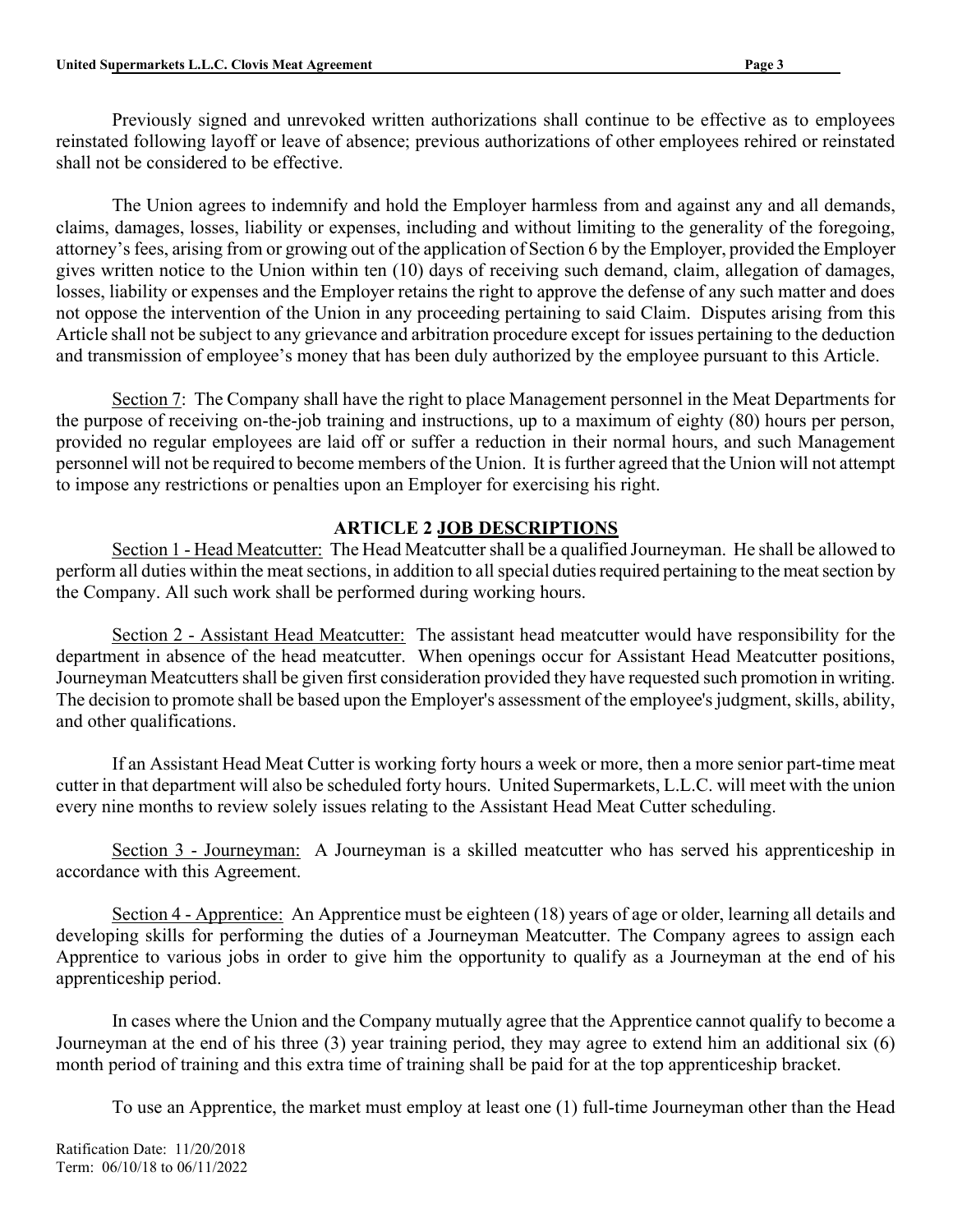Previously signed and unrevoked written authorizations shall continue to be effective as to employees reinstated following layoff or leave of absence; previous authorizations of other employees rehired or reinstated shall not be considered to be effective.

The Union agrees to indemnify and hold the Employer harmless from and against any and all demands, claims, damages, losses, liability or expenses, including and without limiting to the generality of the foregoing, attorney's fees, arising from or growing out of the application of Section 6 by the Employer, provided the Employer gives written notice to the Union within ten (10) days of receiving such demand, claim, allegation of damages, losses, liability or expenses and the Employer retains the right to approve the defense of any such matter and does not oppose the intervention of the Union in any proceeding pertaining to said Claim. Disputes arising from this Article shall not be subject to any grievance and arbitration procedure except for issues pertaining to the deduction and transmission of employee's money that has been duly authorized by the employee pursuant to this Article.

Section 7: The Company shall have the right to place Management personnel in the Meat Departments for the purpose of receiving on-the-job training and instructions, up to a maximum of eighty (80) hours per person, provided no regular employees are laid off or suffer a reduction in their normal hours, and such Management personnel will not be required to become members of the Union. It is further agreed that the Union will not attempt to impose any restrictions or penalties upon an Employer for exercising his right.

## ARTICLE 2 JOB DESCRIPTIONS

Section 1 - Head Meatcutter: The Head Meatcutter shall be a qualified Journeyman. He shall be allowed to perform all duties within the meat sections, in addition to all special duties required pertaining to the meat section by the Company. All such work shall be performed during working hours.

Section 2 - Assistant Head Meatcutter: The assistant head meatcutter would have responsibility for the department in absence of the head meatcutter. When openings occur for Assistant Head Meatcutter positions, Journeyman Meatcutters shall be given first consideration provided they have requested such promotion in writing. The decision to promote shall be based upon the Employer's assessment of the employee's judgment, skills, ability, and other qualifications.

If an Assistant Head Meat Cutter is working forty hours a week or more, then a more senior part-time meat cutter in that department will also be scheduled forty hours. United Supermarkets, L.L.C. will meet with the union every nine months to review solely issues relating to the Assistant Head Meat Cutter scheduling.

Section 3 - Journeyman: A Journeyman is a skilled meatcutter who has served his apprenticeship in accordance with this Agreement.

Section 4 - Apprentice: An Apprentice must be eighteen (18) years of age or older, learning all details and developing skills for performing the duties of a Journeyman Meatcutter. The Company agrees to assign each Apprentice to various jobs in order to give him the opportunity to qualify as a Journeyman at the end of his apprenticeship period.

In cases where the Union and the Company mutually agree that the Apprentice cannot qualify to become a Journeyman at the end of his three (3) year training period, they may agree to extend him an additional six (6) month period of training and this extra time of training shall be paid for at the top apprenticeship bracket.

To use an Apprentice, the market must employ at least one (1) full-time Journeyman other than the Head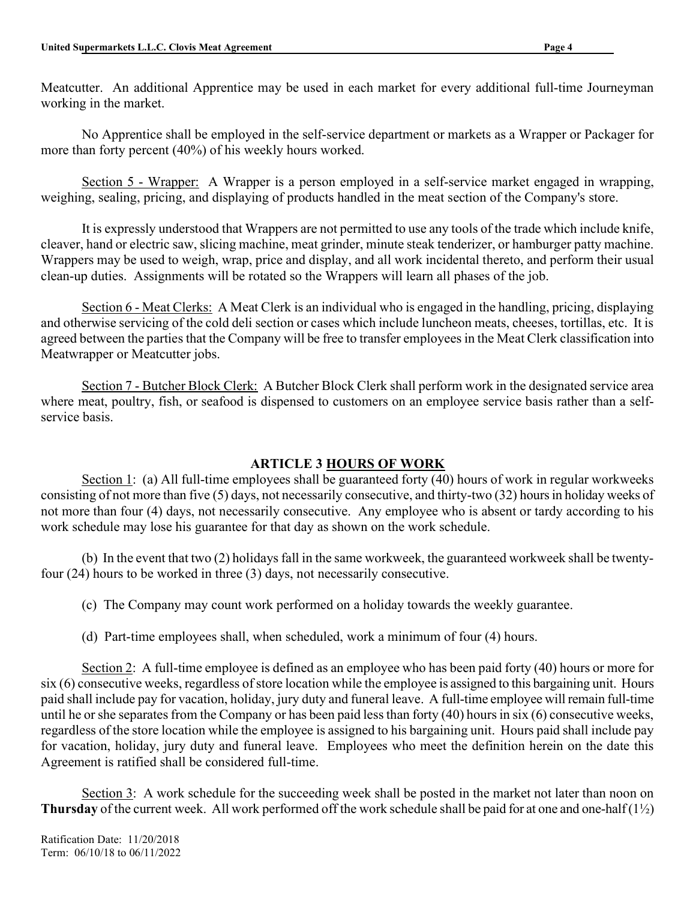Meatcutter. An additional Apprentice may be used in each market for every additional full-time Journeyman working in the market.

No Apprentice shall be employed in the self-service department or markets as a Wrapper or Packager for more than forty percent (40%) of his weekly hours worked.

Section 5 - Wrapper: A Wrapper is a person employed in a self-service market engaged in wrapping, weighing, sealing, pricing, and displaying of products handled in the meat section of the Company's store.

It is expressly understood that Wrappers are not permitted to use any tools of the trade which include knife, cleaver, hand or electric saw, slicing machine, meat grinder, minute steak tenderizer, or hamburger patty machine. Wrappers may be used to weigh, wrap, price and display, and all work incidental thereto, and perform their usual clean-up duties. Assignments will be rotated so the Wrappers will learn all phases of the job.

Section 6 - Meat Clerks: A Meat Clerk is an individual who is engaged in the handling, pricing, displaying and otherwise servicing of the cold deli section or cases which include luncheon meats, cheeses, tortillas, etc. It is agreed between the parties that the Company will be free to transfer employees in the Meat Clerk classification into Meatwrapper or Meatcutter jobs.

Section 7 - Butcher Block Clerk: A Butcher Block Clerk shall perform work in the designated service area where meat, poultry, fish, or seafood is dispensed to customers on an employee service basis rather than a self-service basis.

## ARTICLE 3 HOURS OF WORK

Section 1: (a) All full-time employees shall be guaranteed forty (40) hours of work in regular workweeks consisting of not more than five (5) days, not necessarily consecutive, and thirty-two (32) hours in holiday weeks of not more than four (4) days, not necessarily consecutive. Any employee who is absent or tardy according to his work schedule may lose his guarantee for that day as shown on the work schedule.

(b) In the event that two (2) holidays fall in the same workweek, the guaranteed workweek shall be twenty-four (24) hours to be worked in three (3) days, not necessarily consecutive.

(c) The Company may count work performed on a holiday towards the weekly guarantee.

(d) Part-time employees shall, when scheduled, work a minimum of four (4) hours.

Section 2: A full-time employee is defined as an employee who has been paid forty (40) hours or more for six (6) consecutive weeks, regardless of store location while the employee is assigned to this bargaining unit. Hours paid shall include pay for vacation, holiday, jury duty and funeral leave. A full-time employee will remain full-time until he or she separates from the Company or has been paid less than forty (40) hours in six (6) consecutive weeks, regardless of the store location while the employee is assigned to his bargaining unit. Hours paid shall include pay for vacation, holiday, jury duty and funeral leave. Employees who meet the definition herein on the date this Agreement is ratified shall be considered full-time.

Section 3: A work schedule for the succeeding week shall be posted in the market not later than noon on **Thursday** of the current week. All work performed off the work schedule shall be paid for at one and one-half (1½)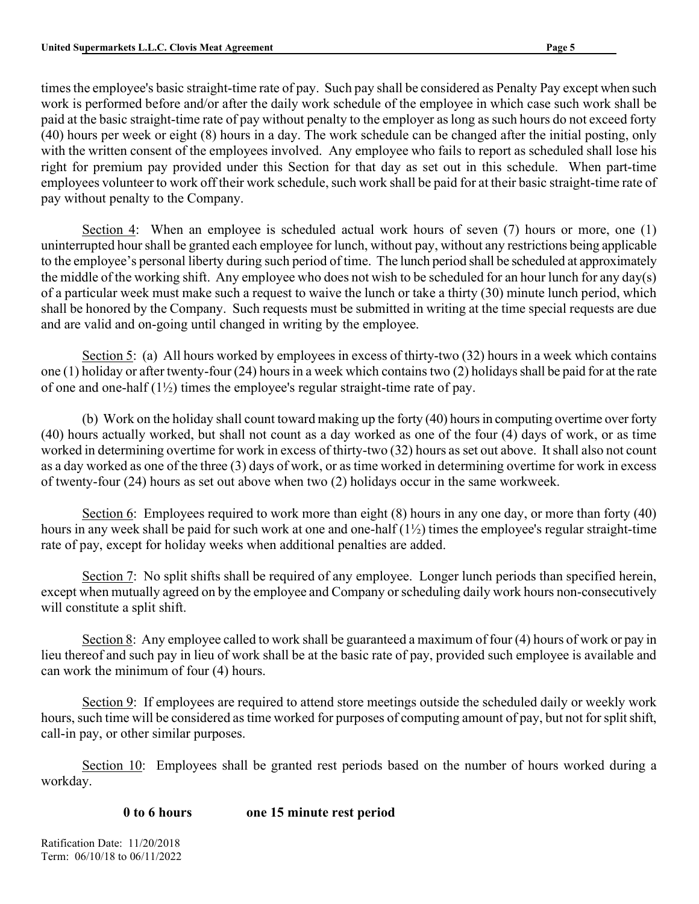times the employee's basic straight-time rate of pay. Such pay shall be considered as Penalty Pay except when such work is performed before and/or after the daily work schedule of the employee in which case such work shall be paid at the basic straight-time rate of pay without penalty to the employer as long as such hours do not exceed forty (40) hours per week or eight (8) hours in a day. The work schedule can be changed after the initial posting, only with the written consent of the employees involved. Any employee who fails to report as scheduled shall lose his right for premium pay provided under this Section for that day as set out in this schedule. When part-time employees volunteer to work off their work schedule, such work shall be paid for at their basic straight-time rate of pay without penalty to the Company.

Section 4: When an employee is scheduled actual work hours of seven (7) hours or more, one (1) uninterrupted hour shall be granted each employee for lunch, without pay, without any restrictions being applicable to the employee's personal liberty during such period of time. The lunch period shall be scheduled at approximately the middle of the working shift. Any employee who does not wish to be scheduled for an hour lunch for any day(s) of a particular week must make such a request to waive the lunch or take a thirty (30) minute lunch period, which shall be honored by the Company. Such requests must be submitted in writing at the time special requests are due and are valid and on-going until changed in writing by the employee.

Section 5: (a) All hours worked by employees in excess of thirty-two (32) hours in a week which contains one (1) holiday or after twenty-four (24) hours in a week which contains two (2) holidays shall be paid for at the rate of one and one-half (1½) times the employee's regular straight-time rate of pay.

(b) Work on the holiday shall count toward making up the forty (40) hours in computing overtime over forty (40) hours actually worked, but shall not count as a day worked as one of the four (4) days of work, or as time worked in determining overtime for work in excess of thirty-two (32) hours as set out above. It shall also not count as a day worked as one of the three (3) days of work, or as time worked in determining overtime for work in excess of twenty-four (24) hours as set out above when two (2) holidays occur in the same workweek.

Section 6: Employees required to work more than eight (8) hours in any one day, or more than forty (40) hours in any week shall be paid for such work at one and one-half (1½) times the employee's regular straight-time rate of pay, except for holiday weeks when additional penalties are added.

Section 7: No split shifts shall be required of any employee. Longer lunch periods than specified herein, except when mutually agreed on by the employee and Company or scheduling daily work hours non-consecutively will constitute a split shift.

Section 8: Any employee called to work shall be guaranteed a maximum of four (4) hours of work or pay in lieu thereof and such pay in lieu of work shall be at the basic rate of pay, provided such employee is available and can work the minimum of four (4) hours.

Section 9: If employees are required to attend store meetings outside the scheduled daily or weekly work hours, such time will be considered as time worked for purposes of computing amount of pay, but not for split shift, call-in pay, or other similar purposes.

Section 10: Employees shall be granted rest periods based on the number of hours worked during a workday.

**0 to 6 hours** **one 15 minute rest period**

Ratification Date: 11/20/2018
Term: 06/10/18 to 06/11/2022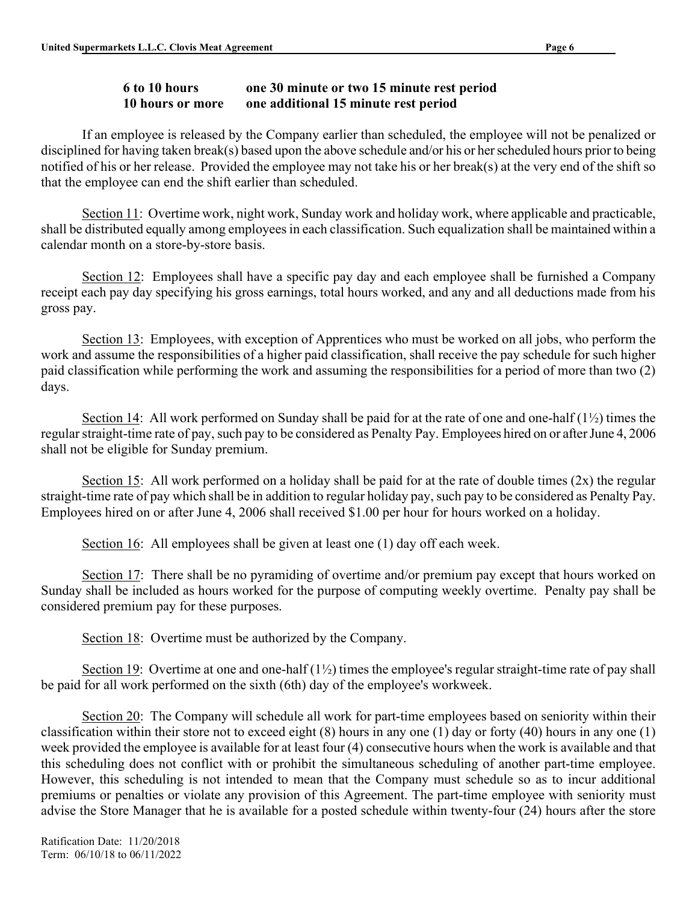| | |
|---|---|
| **6 to 10 hours** | **one 30 minute or two 15 minute rest period** |
| **10 hours or more** | **one additional 15 minute rest period** |

If an employee is released by the Company earlier than scheduled, the employee will not be penalized or disciplined for having taken break(s) based upon the above schedule and/or his or her scheduled hours prior to being notified of his or her release. Provided the employee may not take his or her break(s) at the very end of the shift so that the employee can end the shift earlier than scheduled.

Section 11: Overtime work, night work, Sunday work and holiday work, where applicable and practicable, shall be distributed equally among employees in each classification. Such equalization shall be maintained within a calendar month on a store-by-store basis.

Section 12: Employees shall have a specific pay day and each employee shall be furnished a Company receipt each pay day specifying his gross earnings, total hours worked, and any and all deductions made from his gross pay.

Section 13: Employees, with exception of Apprentices who must be worked on all jobs, who perform the work and assume the responsibilities of a higher paid classification, shall receive the pay schedule for such higher paid classification while performing the work and assuming the responsibilities for a period of more than two (2) days.

Section 14: All work performed on Sunday shall be paid for at the rate of one and one-half (1½) times the regular straight-time rate of pay, such pay to be considered as Penalty Pay. Employees hired on or after June 4, 2006 shall not be eligible for Sunday premium.

Section 15: All work performed on a holiday shall be paid for at the rate of double times (2x) the regular straight-time rate of pay which shall be in addition to regular holiday pay, such pay to be considered as Penalty Pay. Employees hired on or after June 4, 2006 shall received $1.00 per hour for hours worked on a holiday.

Section 16: All employees shall be given at least one (1) day off each week.

Section 17: There shall be no pyramiding of overtime and/or premium pay except that hours worked on Sunday shall be included as hours worked for the purpose of computing weekly overtime. Penalty pay shall be considered premium pay for these purposes.

Section 18: Overtime must be authorized by the Company.

Section 19: Overtime at one and one-half (1½) times the employee's regular straight-time rate of pay shall be paid for all work performed on the sixth (6th) day of the employee's workweek.

Section 20: The Company will schedule all work for part-time employees based on seniority within their classification within their store not to exceed eight (8) hours in any one (1) day or forty (40) hours in any one (1) week provided the employee is available for at least four (4) consecutive hours when the work is available and that this scheduling does not conflict with or prohibit the simultaneous scheduling of another part-time employee. However, this scheduling is not intended to mean that the Company must schedule so as to incur additional premiums or penalties or violate any provision of this Agreement. The part-time employee with seniority must advise the Store Manager that he is available for a posted schedule within twenty-four (24) hours after the store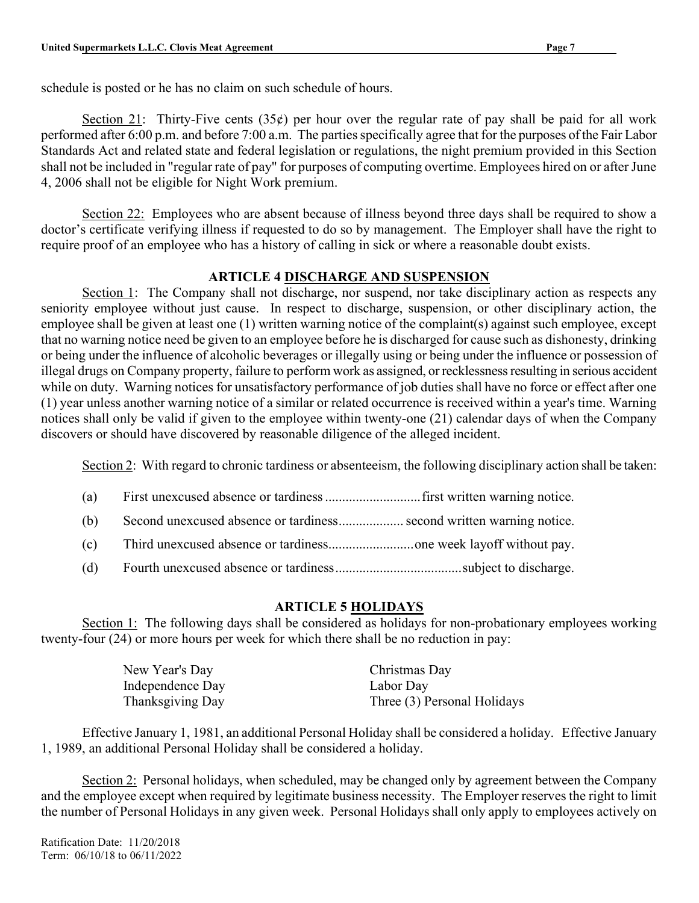schedule is posted or he has no claim on such schedule of hours.

Section 21: Thirty-Five cents (35¢) per hour over the regular rate of pay shall be paid for all work performed after 6:00 p.m. and before 7:00 a.m. The parties specifically agree that for the purposes of the Fair Labor Standards Act and related state and federal legislation or regulations, the night premium provided in this Section shall not be included in "regular rate of pay" for purposes of computing overtime. Employees hired on or after June 4, 2006 shall not be eligible for Night Work premium.

Section 22: Employees who are absent because of illness beyond three days shall be required to show a doctor's certificate verifying illness if requested to do so by management. The Employer shall have the right to require proof of an employee who has a history of calling in sick or where a reasonable doubt exists.

## ARTICLE 4 DISCHARGE AND SUSPENSION

Section 1: The Company shall not discharge, nor suspend, nor take disciplinary action as respects any seniority employee without just cause. In respect to discharge, suspension, or other disciplinary action, the employee shall be given at least one (1) written warning notice of the complaint(s) against such employee, except that no warning notice need be given to an employee before he is discharged for cause such as dishonesty, drinking or being under the influence of alcoholic beverages or illegally using or being under the influence or possession of illegal drugs on Company property, failure to perform work as assigned, or recklessness resulting in serious accident while on duty. Warning notices for unsatisfactory performance of job duties shall have no force or effect after one (1) year unless another warning notice of a similar or related occurrence is received within a year's time. Warning notices shall only be valid if given to the employee within twenty-one (21) calendar days of when the Company discovers or should have discovered by reasonable diligence of the alleged incident.

Section 2: With regard to chronic tardiness or absenteeism, the following disciplinary action shall be taken:

(a) First unexcused absence or tardiness ............................ first written warning notice.

(b) Second unexcused absence or tardiness................... second written warning notice.

(c) Third unexcused absence or tardiness......................... one week layoff without pay.

(d) Fourth unexcused absence or tardiness..................................... subject to discharge.

## ARTICLE 5 HOLIDAYS

Section 1: The following days shall be considered as holidays for non-probationary employees working twenty-four (24) or more hours per week for which there shall be no reduction in pay:

| | |
|---|---|
| New Year's Day | Christmas Day |
| Independence Day | Labor Day |
| Thanksgiving Day | Three (3) Personal Holidays |

Effective January 1, 1981, an additional Personal Holiday shall be considered a holiday. Effective January 1, 1989, an additional Personal Holiday shall be considered a holiday.

Section 2: Personal holidays, when scheduled, may be changed only by agreement between the Company and the employee except when required by legitimate business necessity. The Employer reserves the right to limit the number of Personal Holidays in any given week. Personal Holidays shall only apply to employees actively on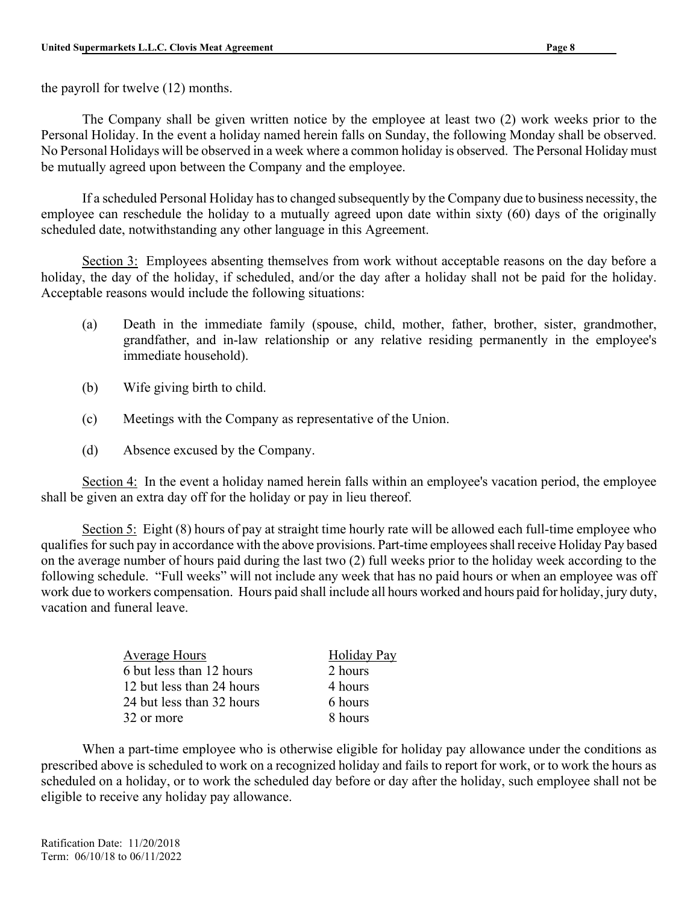the payroll for twelve (12) months.

The Company shall be given written notice by the employee at least two (2) work weeks prior to the Personal Holiday. In the event a holiday named herein falls on Sunday, the following Monday shall be observed. No Personal Holidays will be observed in a week where a common holiday is observed. The Personal Holiday must be mutually agreed upon between the Company and the employee.

If a scheduled Personal Holiday has to changed subsequently by the Company due to business necessity, the employee can reschedule the holiday to a mutually agreed upon date within sixty (60) days of the originally scheduled date, notwithstanding any other language in this Agreement.

Section 3: Employees absenting themselves from work without acceptable reasons on the day before a holiday, the day of the holiday, if scheduled, and/or the day after a holiday shall not be paid for the holiday. Acceptable reasons would include the following situations:

(a) Death in the immediate family (spouse, child, mother, father, brother, sister, grandmother, grandfather, and in-law relationship or any relative residing permanently in the employee's immediate household).

(b) Wife giving birth to child.

(c) Meetings with the Company as representative of the Union.

(d) Absence excused by the Company.

Section 4: In the event a holiday named herein falls within an employee's vacation period, the employee shall be given an extra day off for the holiday or pay in lieu thereof.

Section 5: Eight (8) hours of pay at straight time hourly rate will be allowed each full-time employee who qualifies for such pay in accordance with the above provisions. Part-time employees shall receive Holiday Pay based on the average number of hours paid during the last two (2) full weeks prior to the holiday week according to the following schedule. "Full weeks" will not include any week that has no paid hours or when an employee was off work due to workers compensation. Hours paid shall include all hours worked and hours paid for holiday, jury duty, vacation and funeral leave.

| Average Hours | Holiday Pay |
|---|---|
| 6 but less than 12 hours | 2 hours |
| 12 but less than 24 hours | 4 hours |
| 24 but less than 32 hours | 6 hours |
| 32 or more | 8 hours |

When a part-time employee who is otherwise eligible for holiday pay allowance under the conditions as prescribed above is scheduled to work on a recognized holiday and fails to report for work, or to work the hours as scheduled on a holiday, or to work the scheduled day before or day after the holiday, such employee shall not be eligible to receive any holiday pay allowance.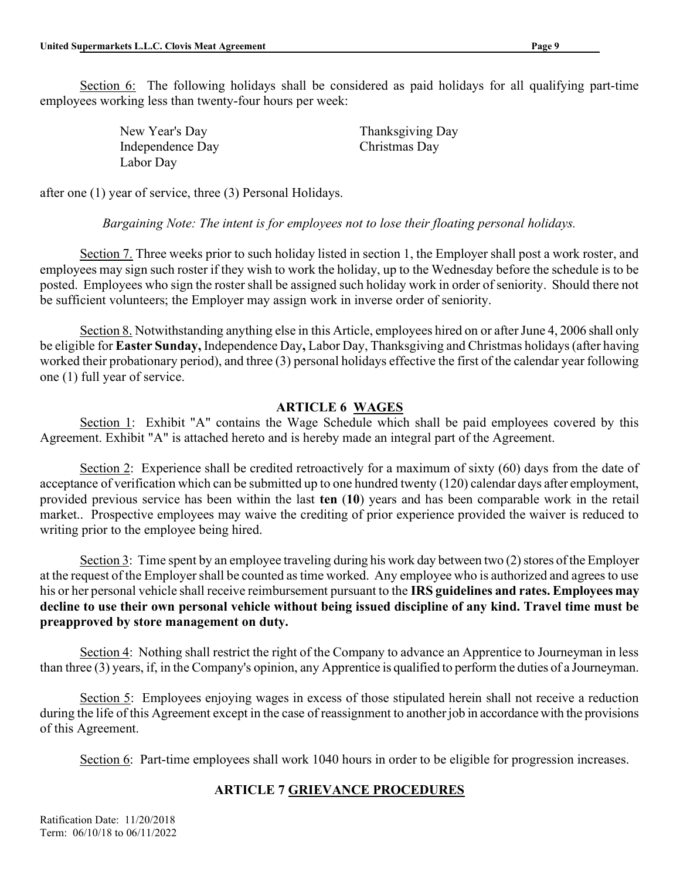Section 6: The following holidays shall be considered as paid holidays for all qualifying part-time employees working less than twenty-four hours per week:

| | |
|---|---|
| New Year's Day | Thanksgiving Day |
| Independence Day | Christmas Day |
| Labor Day | |

after one (1) year of service, three (3) Personal Holidays.

*Bargaining Note: The intent is for employees not to lose their floating personal holidays.*

Section 7. Three weeks prior to such holiday listed in section 1, the Employer shall post a work roster, and employees may sign such roster if they wish to work the holiday, up to the Wednesday before the schedule is to be posted. Employees who sign the roster shall be assigned such holiday work in order of seniority. Should there not be sufficient volunteers; the Employer may assign work in inverse order of seniority.

Section 8. Notwithstanding anything else in this Article, employees hired on or after June 4, 2006 shall only be eligible for **Easter Sunday,** Independence Day**,** Labor Day, Thanksgiving and Christmas holidays (after having worked their probationary period), and three (3) personal holidays effective the first of the calendar year following one (1) full year of service.

## ARTICLE 6 WAGES

Section 1: Exhibit "A" contains the Wage Schedule which shall be paid employees covered by this Agreement. Exhibit "A" is attached hereto and is hereby made an integral part of the Agreement.

Section 2: Experience shall be credited retroactively for a maximum of sixty (60) days from the date of acceptance of verification which can be submitted up to one hundred twenty (120) calendar days after employment, provided previous service has been within the last **ten** (**10**) years and has been comparable work in the retail market.. Prospective employees may waive the crediting of prior experience provided the waiver is reduced to writing prior to the employee being hired.

Section 3: Time spent by an employee traveling during his work day between two (2) stores of the Employer at the request of the Employer shall be counted as time worked. Any employee who is authorized and agrees to use his or her personal vehicle shall receive reimbursement pursuant to the **IRS guidelines and rates. Employees may decline to use their own personal vehicle without being issued discipline of any kind. Travel time must be preapproved by store management on duty.**

Section 4: Nothing shall restrict the right of the Company to advance an Apprentice to Journeyman in less than three (3) years, if, in the Company's opinion, any Apprentice is qualified to perform the duties of a Journeyman.

Section 5: Employees enjoying wages in excess of those stipulated herein shall not receive a reduction during the life of this Agreement except in the case of reassignment to another job in accordance with the provisions of this Agreement.

Section 6: Part-time employees shall work 1040 hours in order to be eligible for progression increases.

## ARTICLE 7 GRIEVANCE PROCEDURES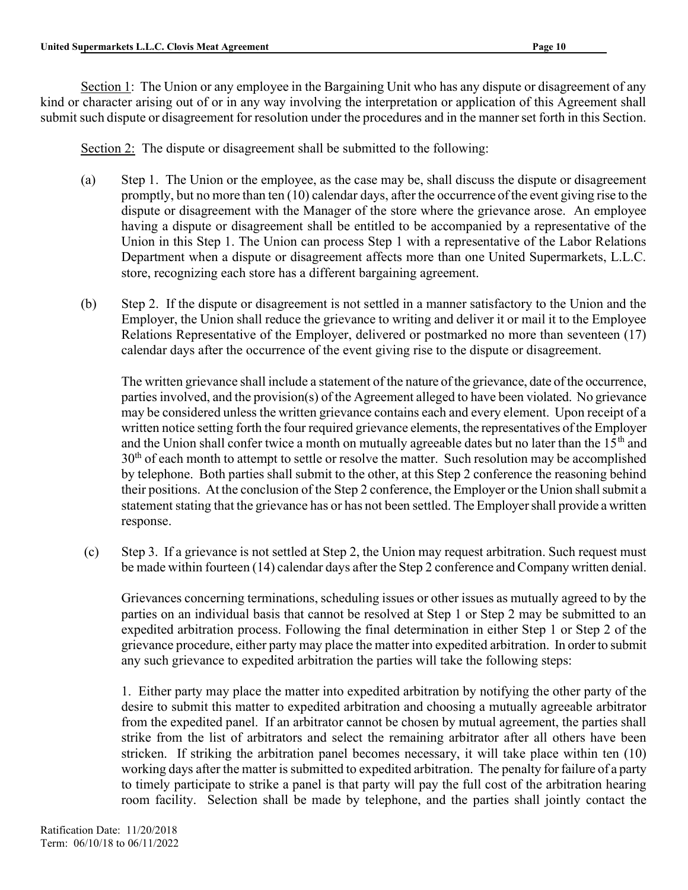Section 1: The Union or any employee in the Bargaining Unit who has any dispute or disagreement of any kind or character arising out of or in any way involving the interpretation or application of this Agreement shall submit such dispute or disagreement for resolution under the procedures and in the manner set forth in this Section.

Section 2: The dispute or disagreement shall be submitted to the following:

(a) Step 1. The Union or the employee, as the case may be, shall discuss the dispute or disagreement promptly, but no more than ten (10) calendar days, after the occurrence of the event giving rise to the dispute or disagreement with the Manager of the store where the grievance arose. An employee having a dispute or disagreement shall be entitled to be accompanied by a representative of the Union in this Step 1. The Union can process Step 1 with a representative of the Labor Relations Department when a dispute or disagreement affects more than one United Supermarkets, L.L.C. store, recognizing each store has a different bargaining agreement.

(b) Step 2. If the dispute or disagreement is not settled in a manner satisfactory to the Union and the Employer, the Union shall reduce the grievance to writing and deliver it or mail it to the Employee Relations Representative of the Employer, delivered or postmarked no more than seventeen (17) calendar days after the occurrence of the event giving rise to the dispute or disagreement.

The written grievance shall include a statement of the nature of the grievance, date of the occurrence, parties involved, and the provision(s) of the Agreement alleged to have been violated. No grievance may be considered unless the written grievance contains each and every element. Upon receipt of a written notice setting forth the four required grievance elements, the representatives of the Employer and the Union shall confer twice a month on mutually agreeable dates but no later than the 15th and 30th of each month to attempt to settle or resolve the matter. Such resolution may be accomplished by telephone. Both parties shall submit to the other, at this Step 2 conference the reasoning behind their positions. At the conclusion of the Step 2 conference, the Employer or the Union shall submit a statement stating that the grievance has or has not been settled. The Employer shall provide a written response.

(c) Step 3. If a grievance is not settled at Step 2, the Union may request arbitration. Such request must be made within fourteen (14) calendar days after the Step 2 conference and Company written denial.

Grievances concerning terminations, scheduling issues or other issues as mutually agreed to by the parties on an individual basis that cannot be resolved at Step 1 or Step 2 may be submitted to an expedited arbitration process. Following the final determination in either Step 1 or Step 2 of the grievance procedure, either party may place the matter into expedited arbitration. In order to submit any such grievance to expedited arbitration the parties will take the following steps:

1. Either party may place the matter into expedited arbitration by notifying the other party of the desire to submit this matter to expedited arbitration and choosing a mutually agreeable arbitrator from the expedited panel. If an arbitrator cannot be chosen by mutual agreement, the parties shall strike from the list of arbitrators and select the remaining arbitrator after all others have been stricken. If striking the arbitration panel becomes necessary, it will take place within ten (10) working days after the matter is submitted to expedited arbitration. The penalty for failure of a party to timely participate to strike a panel is that party will pay the full cost of the arbitration hearing room facility. Selection shall be made by telephone, and the parties shall jointly contact the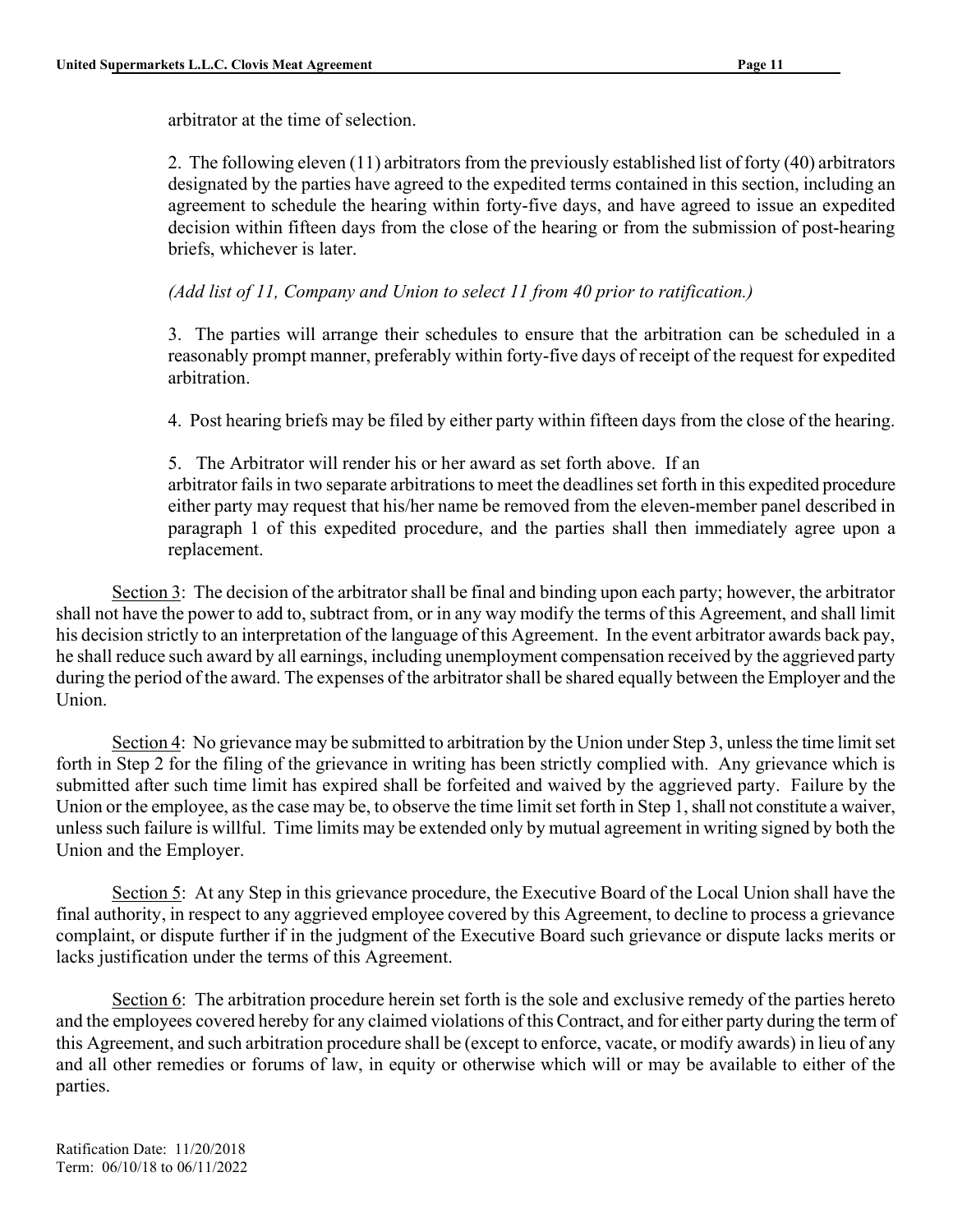arbitrator at the time of selection.

2. The following eleven (11) arbitrators from the previously established list of forty (40) arbitrators designated by the parties have agreed to the expedited terms contained in this section, including an agreement to schedule the hearing within forty-five days, and have agreed to issue an expedited decision within fifteen days from the close of the hearing or from the submission of post-hearing briefs, whichever is later.

*(Add list of 11, Company and Union to select 11 from 40 prior to ratification.)*

3. The parties will arrange their schedules to ensure that the arbitration can be scheduled in a reasonably prompt manner, preferably within forty-five days of receipt of the request for expedited arbitration.

4. Post hearing briefs may be filed by either party within fifteen days from the close of the hearing.

5. The Arbitrator will render his or her award as set forth above. If an arbitrator fails in two separate arbitrations to meet the deadlines set forth in this expedited procedure either party may request that his/her name be removed from the eleven-member panel described in paragraph 1 of this expedited procedure, and the parties shall then immediately agree upon a replacement.

<u>Section 3</u>: The decision of the arbitrator shall be final and binding upon each party; however, the arbitrator shall not have the power to add to, subtract from, or in any way modify the terms of this Agreement, and shall limit his decision strictly to an interpretation of the language of this Agreement. In the event arbitrator awards back pay, he shall reduce such award by all earnings, including unemployment compensation received by the aggrieved party during the period of the award. The expenses of the arbitrator shall be shared equally between the Employer and the Union.

<u>Section 4</u>: No grievance may be submitted to arbitration by the Union under Step 3, unless the time limit set forth in Step 2 for the filing of the grievance in writing has been strictly complied with. Any grievance which is submitted after such time limit has expired shall be forfeited and waived by the aggrieved party. Failure by the Union or the employee, as the case may be, to observe the time limit set forth in Step 1, shall not constitute a waiver, unless such failure is willful. Time limits may be extended only by mutual agreement in writing signed by both the Union and the Employer.

<u>Section 5</u>: At any Step in this grievance procedure, the Executive Board of the Local Union shall have the final authority, in respect to any aggrieved employee covered by this Agreement, to decline to process a grievance complaint, or dispute further if in the judgment of the Executive Board such grievance or dispute lacks merits or lacks justification under the terms of this Agreement.

<u>Section 6</u>: The arbitration procedure herein set forth is the sole and exclusive remedy of the parties hereto and the employees covered hereby for any claimed violations of this Contract, and for either party during the term of this Agreement, and such arbitration procedure shall be (except to enforce, vacate, or modify awards) in lieu of any and all other remedies or forums of law, in equity or otherwise which will or may be available to either of the parties.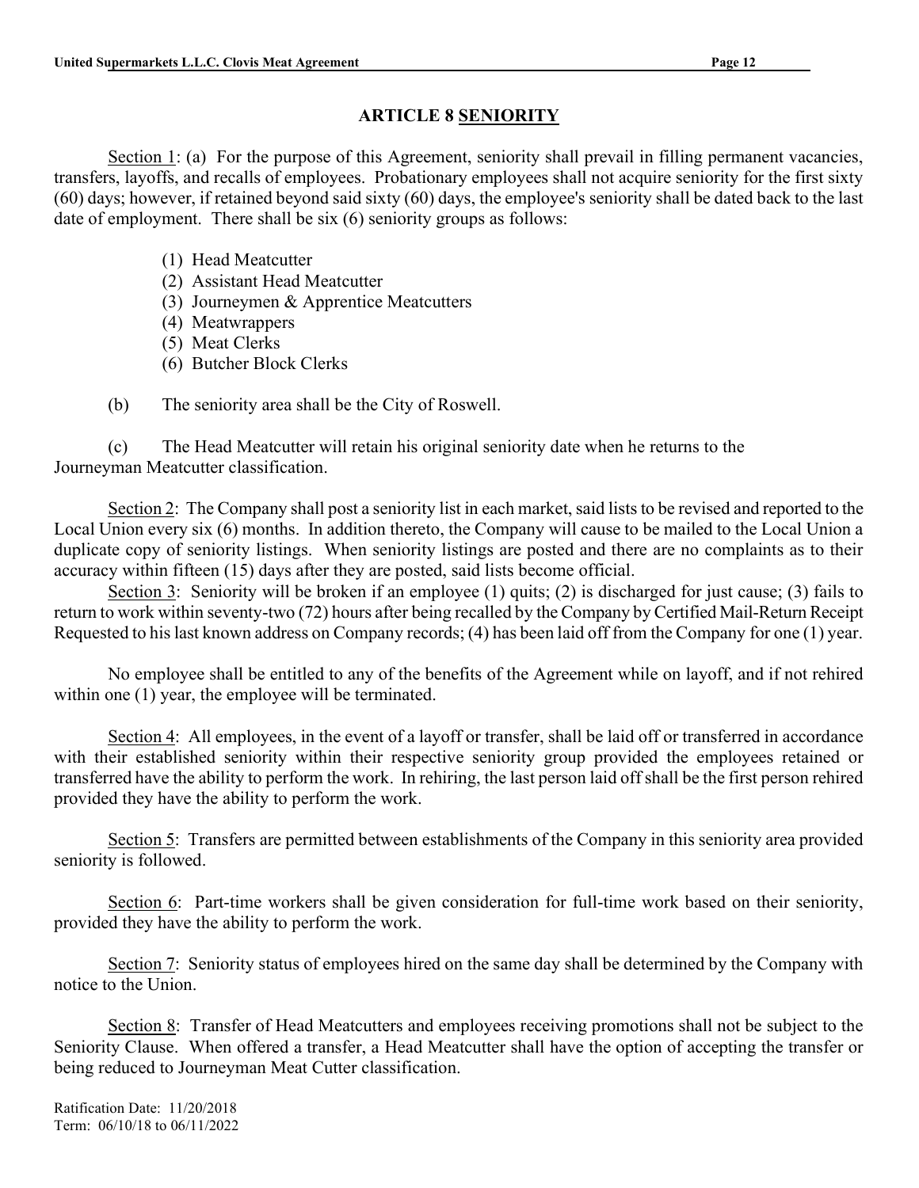## ARTICLE 8 SENIORITY

Section 1: (a) For the purpose of this Agreement, seniority shall prevail in filling permanent vacancies, transfers, layoffs, and recalls of employees. Probationary employees shall not acquire seniority for the first sixty (60) days; however, if retained beyond said sixty (60) days, the employee's seniority shall be dated back to the last date of employment. There shall be six (6) seniority groups as follows:

(1) Head Meatcutter
(2) Assistant Head Meatcutter
(3) Journeymen & Apprentice Meatcutters
(4) Meatwrappers
(5) Meat Clerks
(6) Butcher Block Clerks

(b) The seniority area shall be the City of Roswell.

(c) The Head Meatcutter will retain his original seniority date when he returns to the Journeyman Meatcutter classification.

Section 2: The Company shall post a seniority list in each market, said lists to be revised and reported to the Local Union every six (6) months. In addition thereto, the Company will cause to be mailed to the Local Union a duplicate copy of seniority listings. When seniority listings are posted and there are no complaints as to their accuracy within fifteen (15) days after they are posted, said lists become official.

Section 3: Seniority will be broken if an employee (1) quits; (2) is discharged for just cause; (3) fails to return to work within seventy-two (72) hours after being recalled by the Company by Certified Mail-Return Receipt Requested to his last known address on Company records; (4) has been laid off from the Company for one (1) year.

No employee shall be entitled to any of the benefits of the Agreement while on layoff, and if not rehired within one (1) year, the employee will be terminated.

Section 4: All employees, in the event of a layoff or transfer, shall be laid off or transferred in accordance with their established seniority within their respective seniority group provided the employees retained or transferred have the ability to perform the work. In rehiring, the last person laid off shall be the first person rehired provided they have the ability to perform the work.

Section 5: Transfers are permitted between establishments of the Company in this seniority area provided seniority is followed.

Section 6: Part-time workers shall be given consideration for full-time work based on their seniority, provided they have the ability to perform the work.

Section 7: Seniority status of employees hired on the same day shall be determined by the Company with notice to the Union.

Section 8: Transfer of Head Meatcutters and employees receiving promotions shall not be subject to the Seniority Clause. When offered a transfer, a Head Meatcutter shall have the option of accepting the transfer or being reduced to Journeyman Meat Cutter classification.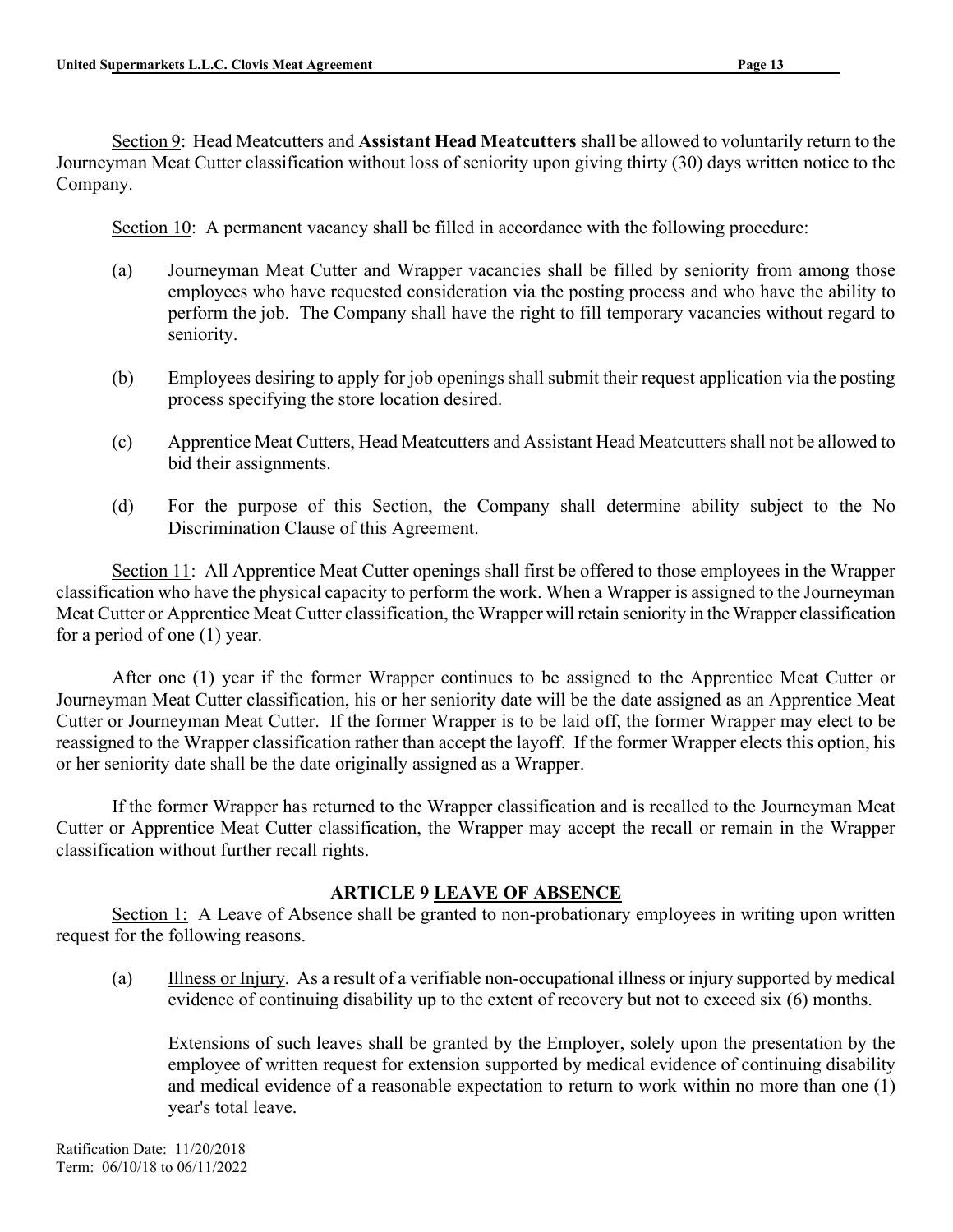Section 9: Head Meatcutters and **Assistant Head Meatcutters** shall be allowed to voluntarily return to the Journeyman Meat Cutter classification without loss of seniority upon giving thirty (30) days written notice to the Company.

Section 10: A permanent vacancy shall be filled in accordance with the following procedure:

(a) Journeyman Meat Cutter and Wrapper vacancies shall be filled by seniority from among those employees who have requested consideration via the posting process and who have the ability to perform the job. The Company shall have the right to fill temporary vacancies without regard to seniority.

(b) Employees desiring to apply for job openings shall submit their request application via the posting process specifying the store location desired.

(c) Apprentice Meat Cutters, Head Meatcutters and Assistant Head Meatcutters shall not be allowed to bid their assignments.

(d) For the purpose of this Section, the Company shall determine ability subject to the No Discrimination Clause of this Agreement.

Section 11: All Apprentice Meat Cutter openings shall first be offered to those employees in the Wrapper classification who have the physical capacity to perform the work. When a Wrapper is assigned to the Journeyman Meat Cutter or Apprentice Meat Cutter classification, the Wrapper will retain seniority in the Wrapper classification for a period of one (1) year.

After one (1) year if the former Wrapper continues to be assigned to the Apprentice Meat Cutter or Journeyman Meat Cutter classification, his or her seniority date will be the date assigned as an Apprentice Meat Cutter or Journeyman Meat Cutter. If the former Wrapper is to be laid off, the former Wrapper may elect to be reassigned to the Wrapper classification rather than accept the layoff. If the former Wrapper elects this option, his or her seniority date shall be the date originally assigned as a Wrapper.

If the former Wrapper has returned to the Wrapper classification and is recalled to the Journeyman Meat Cutter or Apprentice Meat Cutter classification, the Wrapper may accept the recall or remain in the Wrapper classification without further recall rights.

## ARTICLE 9 LEAVE OF ABSENCE

Section 1: A Leave of Absence shall be granted to non-probationary employees in writing upon written request for the following reasons.

(a) Illness or Injury. As a result of a verifiable non-occupational illness or injury supported by medical evidence of continuing disability up to the extent of recovery but not to exceed six (6) months.

Extensions of such leaves shall be granted by the Employer, solely upon the presentation by the employee of written request for extension supported by medical evidence of continuing disability and medical evidence of a reasonable expectation to return to work within no more than one (1) year's total leave.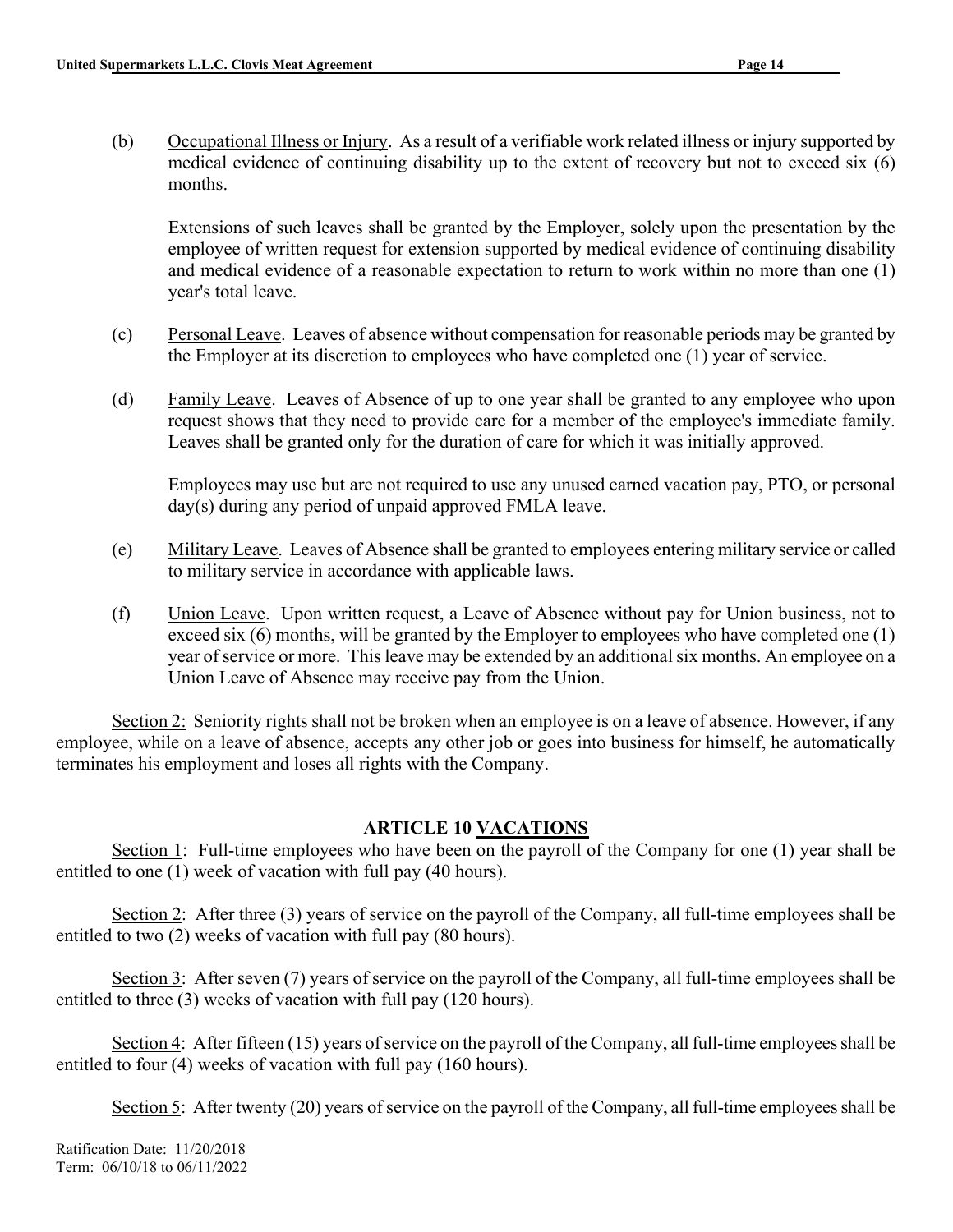(b) Occupational Illness or Injury. As a result of a verifiable work related illness or injury supported by medical evidence of continuing disability up to the extent of recovery but not to exceed six (6) months.

Extensions of such leaves shall be granted by the Employer, solely upon the presentation by the employee of written request for extension supported by medical evidence of continuing disability and medical evidence of a reasonable expectation to return to work within no more than one (1) year's total leave.

(c) Personal Leave. Leaves of absence without compensation for reasonable periods may be granted by the Employer at its discretion to employees who have completed one (1) year of service.

(d) Family Leave. Leaves of Absence of up to one year shall be granted to any employee who upon request shows that they need to provide care for a member of the employee's immediate family. Leaves shall be granted only for the duration of care for which it was initially approved.

Employees may use but are not required to use any unused earned vacation pay, PTO, or personal day(s) during any period of unpaid approved FMLA leave.

(e) Military Leave. Leaves of Absence shall be granted to employees entering military service or called to military service in accordance with applicable laws.

(f) Union Leave. Upon written request, a Leave of Absence without pay for Union business, not to exceed six (6) months, will be granted by the Employer to employees who have completed one (1) year of service or more. This leave may be extended by an additional six months. An employee on a Union Leave of Absence may receive pay from the Union.

Section 2: Seniority rights shall not be broken when an employee is on a leave of absence. However, if any employee, while on a leave of absence, accepts any other job or goes into business for himself, he automatically terminates his employment and loses all rights with the Company.

## ARTICLE 10 VACATIONS

Section 1: Full-time employees who have been on the payroll of the Company for one (1) year shall be entitled to one (1) week of vacation with full pay (40 hours).

Section 2: After three (3) years of service on the payroll of the Company, all full-time employees shall be entitled to two (2) weeks of vacation with full pay (80 hours).

Section 3: After seven (7) years of service on the payroll of the Company, all full-time employees shall be entitled to three (3) weeks of vacation with full pay (120 hours).

Section 4: After fifteen (15) years of service on the payroll of the Company, all full-time employees shall be entitled to four (4) weeks of vacation with full pay (160 hours).

Section 5: After twenty (20) years of service on the payroll of the Company, all full-time employees shall be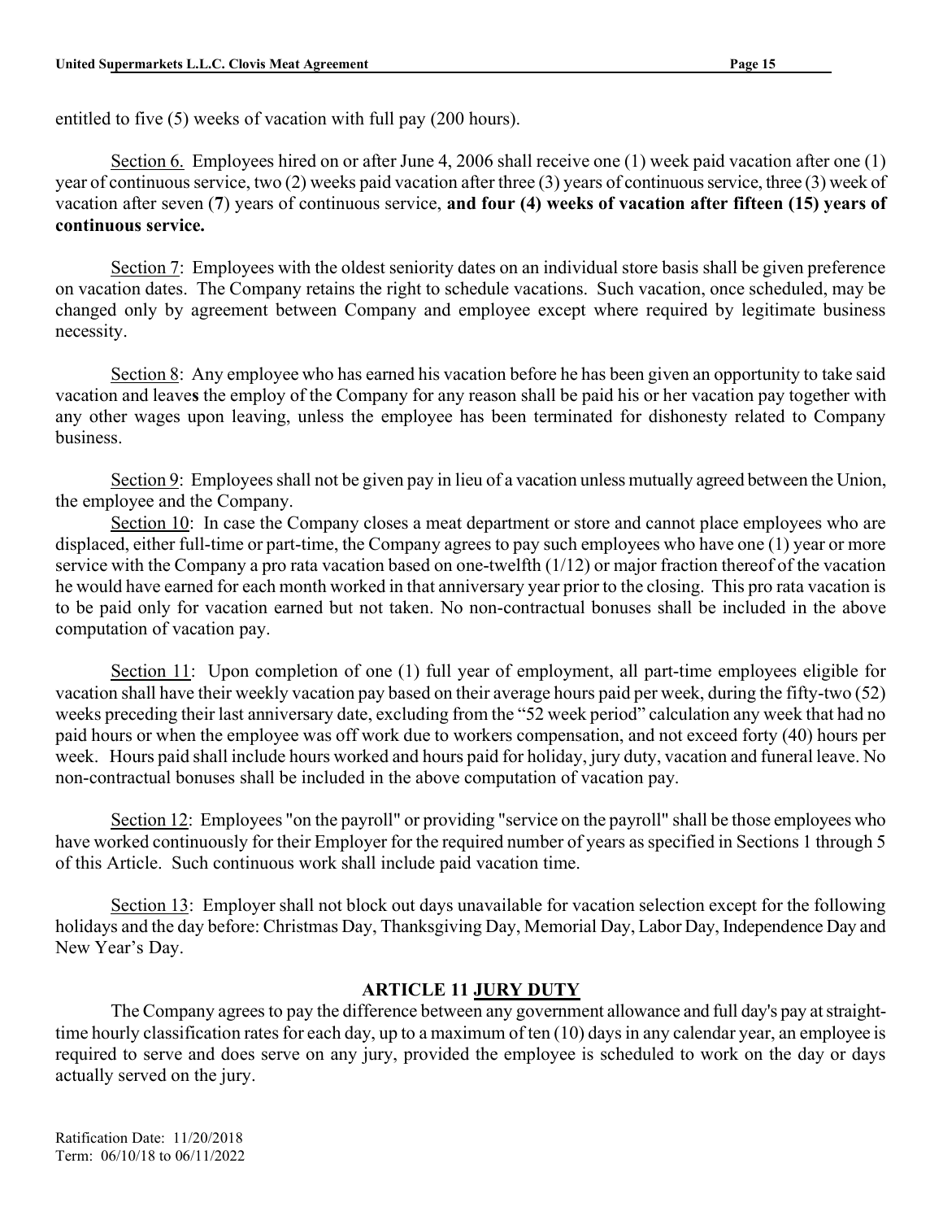entitled to five (5) weeks of vacation with full pay (200 hours).

Section 6. Employees hired on or after June 4, 2006 shall receive one (1) week paid vacation after one (1) year of continuous service, two (2) weeks paid vacation after three (3) years of continuous service, three (3) week of vacation after seven (**7**) years of continuous service, **and four (4) weeks of vacation after fifteen (15) years of continuous service.**

Section 7: Employees with the oldest seniority dates on an individual store basis shall be given preference on vacation dates. The Company retains the right to schedule vacations. Such vacation, once scheduled, may be changed only by agreement between Company and employee except where required by legitimate business necessity.

Section 8: Any employee who has earned his vacation before he has been given an opportunity to take said vacation and leave**s** the employ of the Company for any reason shall be paid his or her vacation pay together with any other wages upon leaving, unless the employee has been terminated for dishonesty related to Company business.

Section 9: Employees shall not be given pay in lieu of a vacation unless mutually agreed between the Union, the employee and the Company.

Section 10: In case the Company closes a meat department or store and cannot place employees who are displaced, either full-time or part-time, the Company agrees to pay such employees who have one (1) year or more service with the Company a pro rata vacation based on one-twelfth (1/12) or major fraction thereof of the vacation he would have earned for each month worked in that anniversary year prior to the closing. This pro rata vacation is to be paid only for vacation earned but not taken. No non-contractual bonuses shall be included in the above computation of vacation pay.

Section 11: Upon completion of one (1) full year of employment, all part-time employees eligible for vacation shall have their weekly vacation pay based on their average hours paid per week, during the fifty-two (52) weeks preceding their last anniversary date, excluding from the "52 week period" calculation any week that had no paid hours or when the employee was off work due to workers compensation, and not exceed forty (40) hours per week. Hours paid shall include hours worked and hours paid for holiday, jury duty, vacation and funeral leave. No non-contractual bonuses shall be included in the above computation of vacation pay.

Section 12: Employees "on the payroll" or providing "service on the payroll" shall be those employees who have worked continuously for their Employer for the required number of years as specified in Sections 1 through 5 of this Article. Such continuous work shall include paid vacation time.

Section 13: Employer shall not block out days unavailable for vacation selection except for the following holidays and the day before: Christmas Day, Thanksgiving Day, Memorial Day, Labor Day, Independence Day and New Year's Day.

## ARTICLE 11 JURY DUTY

The Company agrees to pay the difference between any government allowance and full day's pay at straight-time hourly classification rates for each day, up to a maximum of ten (10) days in any calendar year, an employee is required to serve and does serve on any jury, provided the employee is scheduled to work on the day or days actually served on the jury.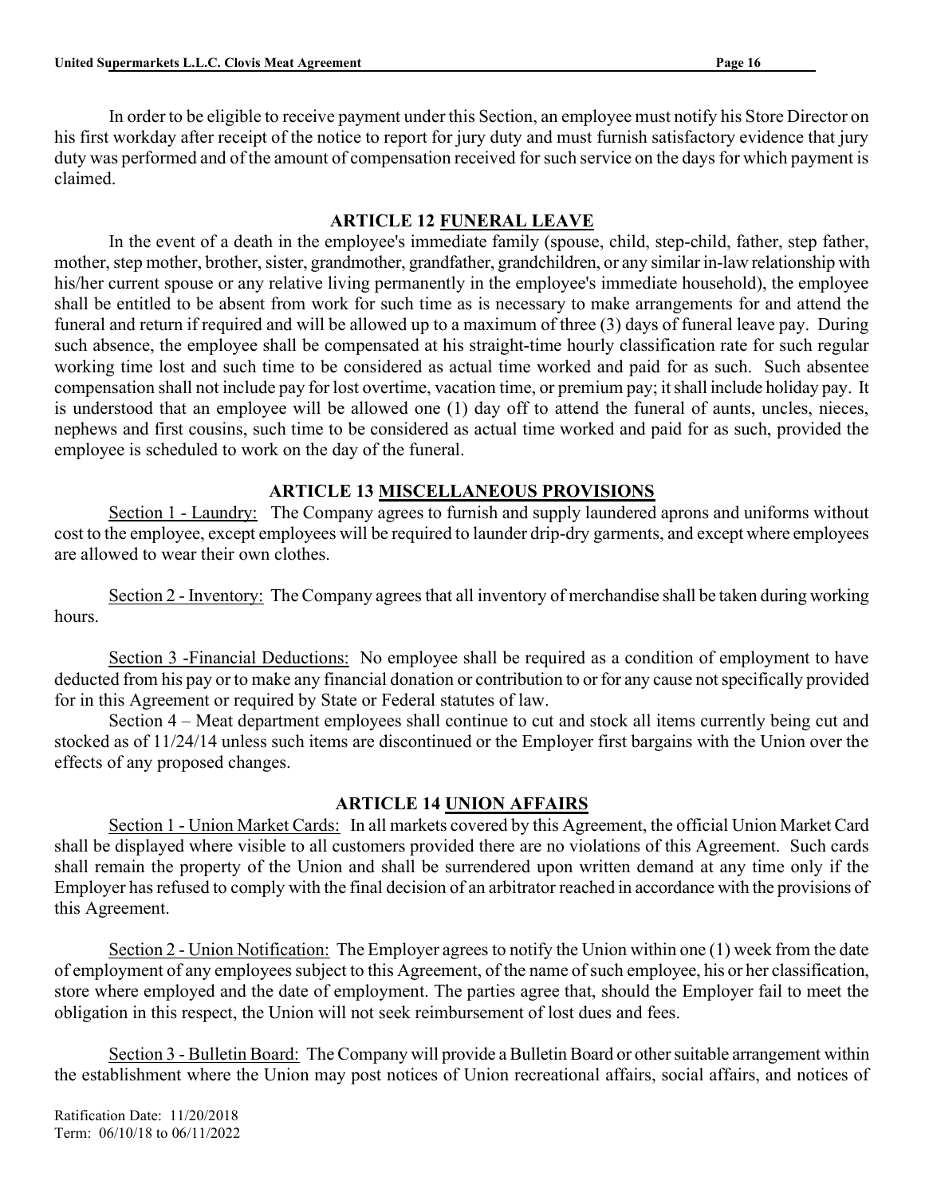In order to be eligible to receive payment under this Section, an employee must notify his Store Director on his first workday after receipt of the notice to report for jury duty and must furnish satisfactory evidence that jury duty was performed and of the amount of compensation received for such service on the days for which payment is claimed.

## ARTICLE 12 FUNERAL LEAVE

In the event of a death in the employee's immediate family (spouse, child, step-child, father, step father, mother, step mother, brother, sister, grandmother, grandfather, grandchildren, or any similar in-law relationship with his/her current spouse or any relative living permanently in the employee's immediate household), the employee shall be entitled to be absent from work for such time as is necessary to make arrangements for and attend the funeral and return if required and will be allowed up to a maximum of three (3) days of funeral leave pay. During such absence, the employee shall be compensated at his straight-time hourly classification rate for such regular working time lost and such time to be considered as actual time worked and paid for as such. Such absentee compensation shall not include pay for lost overtime, vacation time, or premium pay; it shall include holiday pay. It is understood that an employee will be allowed one (1) day off to attend the funeral of aunts, uncles, nieces, nephews and first cousins, such time to be considered as actual time worked and paid for as such, provided the employee is scheduled to work on the day of the funeral.

## ARTICLE 13 MISCELLANEOUS PROVISIONS

Section 1 - Laundry: The Company agrees to furnish and supply laundered aprons and uniforms without cost to the employee, except employees will be required to launder drip-dry garments, and except where employees are allowed to wear their own clothes.

Section 2 - Inventory: The Company agrees that all inventory of merchandise shall be taken during working hours.

Section 3 -Financial Deductions: No employee shall be required as a condition of employment to have deducted from his pay or to make any financial donation or contribution to or for any cause not specifically provided for in this Agreement or required by State or Federal statutes of law.

Section 4 – Meat department employees shall continue to cut and stock all items currently being cut and stocked as of 11/24/14 unless such items are discontinued or the Employer first bargains with the Union over the effects of any proposed changes.

## ARTICLE 14 UNION AFFAIRS

Section 1 - Union Market Cards: In all markets covered by this Agreement, the official Union Market Card shall be displayed where visible to all customers provided there are no violations of this Agreement. Such cards shall remain the property of the Union and shall be surrendered upon written demand at any time only if the Employer has refused to comply with the final decision of an arbitrator reached in accordance with the provisions of this Agreement.

Section 2 - Union Notification: The Employer agrees to notify the Union within one (1) week from the date of employment of any employees subject to this Agreement, of the name of such employee, his or her classification, store where employed and the date of employment. The parties agree that, should the Employer fail to meet the obligation in this respect, the Union will not seek reimbursement of lost dues and fees.

Section 3 - Bulletin Board: The Company will provide a Bulletin Board or other suitable arrangement within the establishment where the Union may post notices of Union recreational affairs, social affairs, and notices of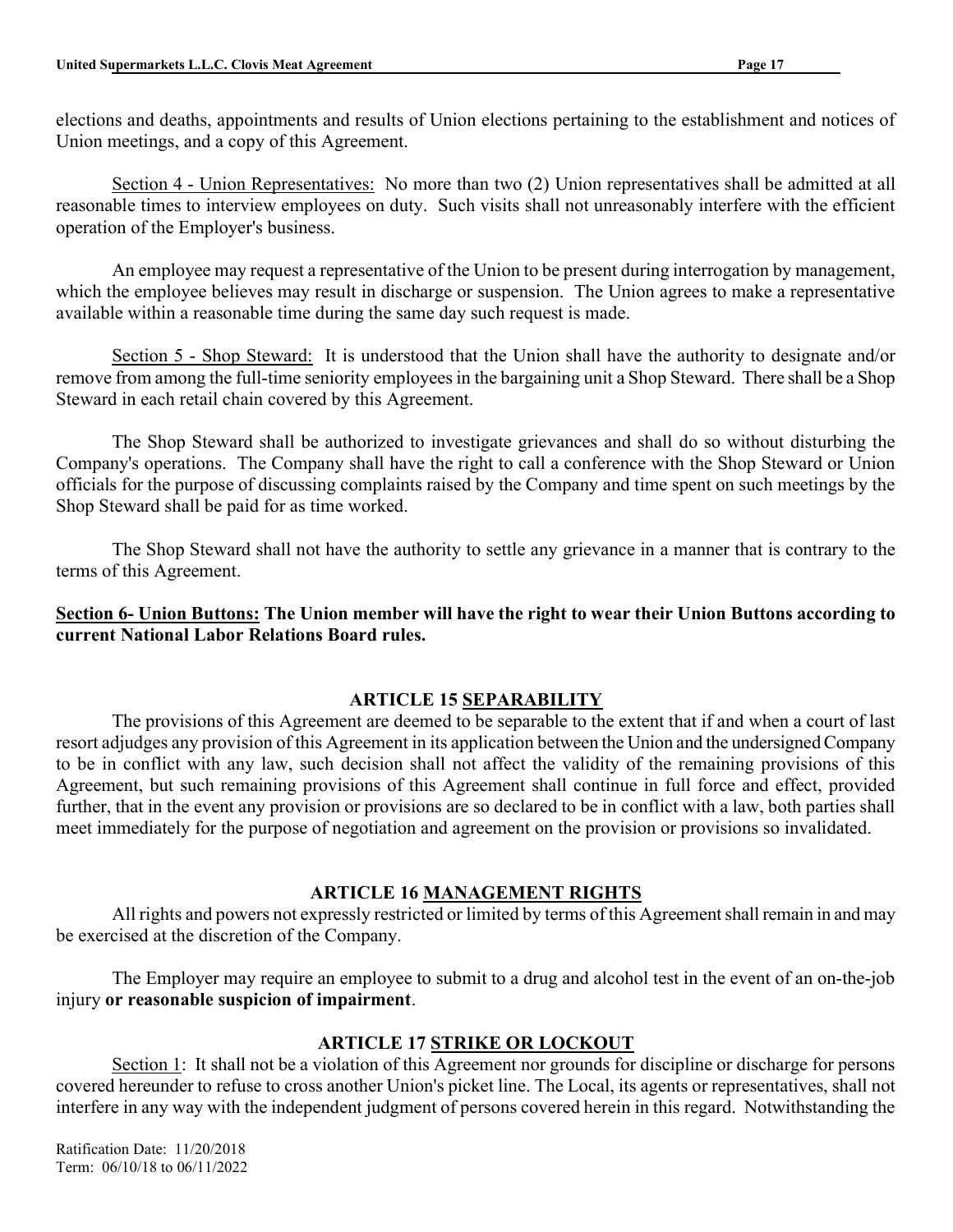elections and deaths, appointments and results of Union elections pertaining to the establishment and notices of Union meetings, and a copy of this Agreement.

Section 4 - Union Representatives: No more than two (2) Union representatives shall be admitted at all reasonable times to interview employees on duty. Such visits shall not unreasonably interfere with the efficient operation of the Employer's business.

An employee may request a representative of the Union to be present during interrogation by management, which the employee believes may result in discharge or suspension. The Union agrees to make a representative available within a reasonable time during the same day such request is made.

Section 5 - Shop Steward: It is understood that the Union shall have the authority to designate and/or remove from among the full-time seniority employees in the bargaining unit a Shop Steward. There shall be a Shop Steward in each retail chain covered by this Agreement.

The Shop Steward shall be authorized to investigate grievances and shall do so without disturbing the Company's operations. The Company shall have the right to call a conference with the Shop Steward or Union officials for the purpose of discussing complaints raised by the Company and time spent on such meetings by the Shop Steward shall be paid for as time worked.

The Shop Steward shall not have the authority to settle any grievance in a manner that is contrary to the terms of this Agreement.

**Section 6- Union Buttons: The Union member will have the right to wear their Union Buttons according to current National Labor Relations Board rules.**

## ARTICLE 15 SEPARABILITY

The provisions of this Agreement are deemed to be separable to the extent that if and when a court of last resort adjudges any provision of this Agreement in its application between the Union and the undersigned Company to be in conflict with any law, such decision shall not affect the validity of the remaining provisions of this Agreement, but such remaining provisions of this Agreement shall continue in full force and effect, provided further, that in the event any provision or provisions are so declared to be in conflict with a law, both parties shall meet immediately for the purpose of negotiation and agreement on the provision or provisions so invalidated.

## ARTICLE 16 MANAGEMENT RIGHTS

All rights and powers not expressly restricted or limited by terms of this Agreement shall remain in and may be exercised at the discretion of the Company.

The Employer may require an employee to submit to a drug and alcohol test in the event of an on-the-job injury **or reasonable suspicion of impairment**.

## ARTICLE 17 STRIKE OR LOCKOUT

Section 1: It shall not be a violation of this Agreement nor grounds for discipline or discharge for persons covered hereunder to refuse to cross another Union's picket line. The Local, its agents or representatives, shall not interfere in any way with the independent judgment of persons covered herein in this regard. Notwithstanding the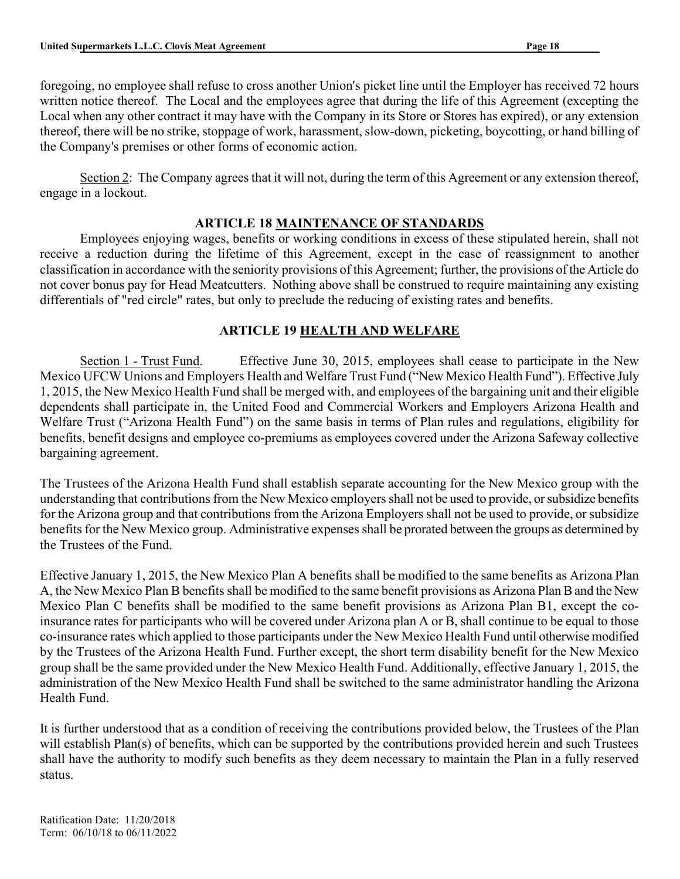foregoing, no employee shall refuse to cross another Union's picket line until the Employer has received 72 hours written notice thereof. The Local and the employees agree that during the life of this Agreement (excepting the Local when any other contract it may have with the Company in its Store or Stores has expired), or any extension thereof, there will be no strike, stoppage of work, harassment, slow-down, picketing, boycotting, or hand billing of the Company's premises or other forms of economic action.

Section 2: The Company agrees that it will not, during the term of this Agreement or any extension thereof, engage in a lockout.

## ARTICLE 18 MAINTENANCE OF STANDARDS

Employees enjoying wages, benefits or working conditions in excess of these stipulated herein, shall not receive a reduction during the lifetime of this Agreement, except in the case of reassignment to another classification in accordance with the seniority provisions of this Agreement; further, the provisions of the Article do not cover bonus pay for Head Meatcutters. Nothing above shall be construed to require maintaining any existing differentials of "red circle" rates, but only to preclude the reducing of existing rates and benefits.

## ARTICLE 19 HEALTH AND WELFARE

Section 1 - Trust Fund. Effective June 30, 2015, employees shall cease to participate in the New Mexico UFCW Unions and Employers Health and Welfare Trust Fund ("New Mexico Health Fund"). Effective July 1, 2015, the New Mexico Health Fund shall be merged with, and employees of the bargaining unit and their eligible dependents shall participate in, the United Food and Commercial Workers and Employers Arizona Health and Welfare Trust ("Arizona Health Fund") on the same basis in terms of Plan rules and regulations, eligibility for benefits, benefit designs and employee co-premiums as employees covered under the Arizona Safeway collective bargaining agreement.

The Trustees of the Arizona Health Fund shall establish separate accounting for the New Mexico group with the understanding that contributions from the New Mexico employers shall not be used to provide, or subsidize benefits for the Arizona group and that contributions from the Arizona Employers shall not be used to provide, or subsidize benefits for the New Mexico group. Administrative expenses shall be prorated between the groups as determined by the Trustees of the Fund.

Effective January 1, 2015, the New Mexico Plan A benefits shall be modified to the same benefits as Arizona Plan A, the New Mexico Plan B benefits shall be modified to the same benefit provisions as Arizona Plan B and the New Mexico Plan C benefits shall be modified to the same benefit provisions as Arizona Plan B1, except the co-insurance rates for participants who will be covered under Arizona plan A or B, shall continue to be equal to those co-insurance rates which applied to those participants under the New Mexico Health Fund until otherwise modified by the Trustees of the Arizona Health Fund. Further except, the short term disability benefit for the New Mexico group shall be the same provided under the New Mexico Health Fund. Additionally, effective January 1, 2015, the administration of the New Mexico Health Fund shall be switched to the same administrator handling the Arizona Health Fund.

It is further understood that as a condition of receiving the contributions provided below, the Trustees of the Plan will establish Plan(s) of benefits, which can be supported by the contributions provided herein and such Trustees shall have the authority to modify such benefits as they deem necessary to maintain the Plan in a fully reserved status.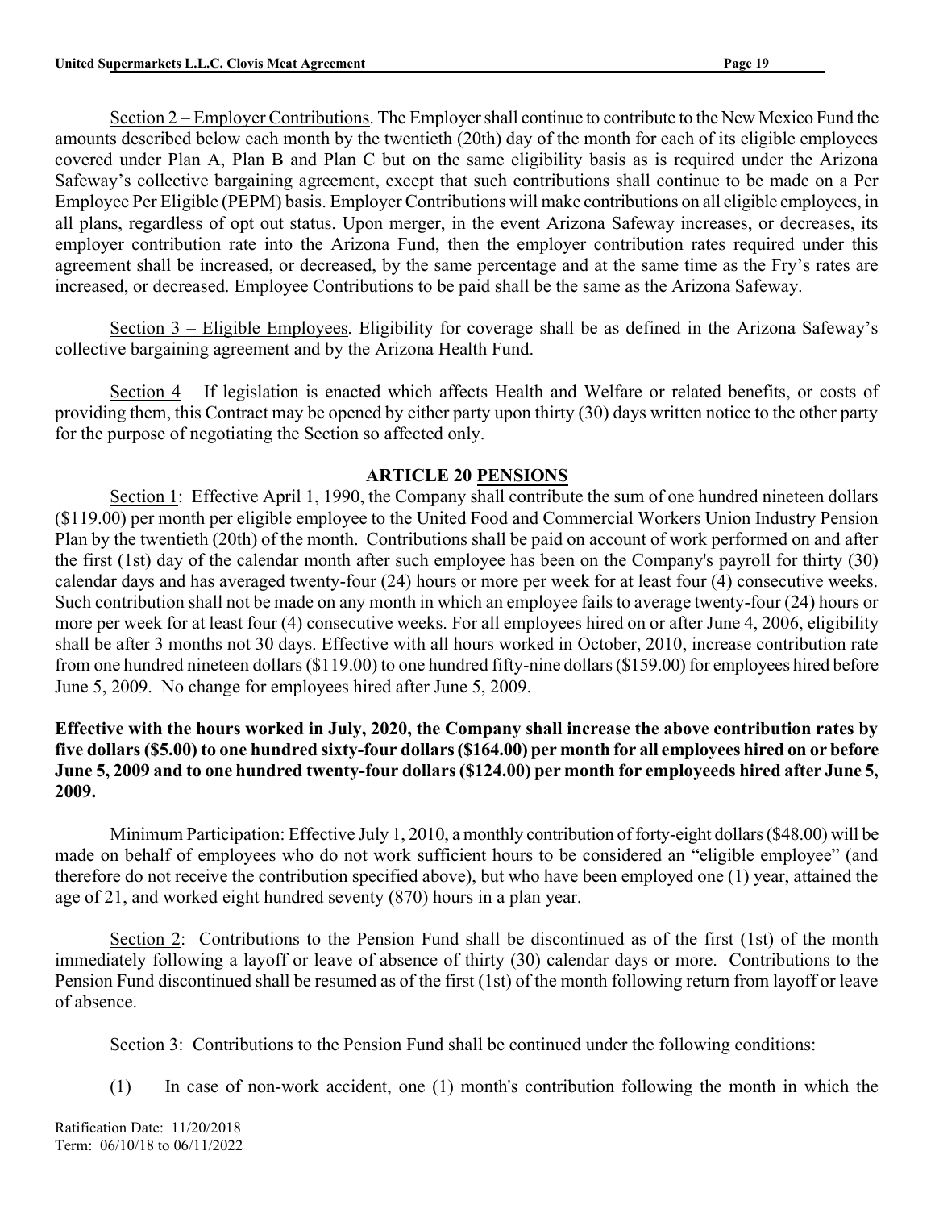Section 2 – Employer Contributions. The Employer shall continue to contribute to the New Mexico Fund the amounts described below each month by the twentieth (20th) day of the month for each of its eligible employees covered under Plan A, Plan B and Plan C but on the same eligibility basis as is required under the Arizona Safeway's collective bargaining agreement, except that such contributions shall continue to be made on a Per Employee Per Eligible (PEPM) basis. Employer Contributions will make contributions on all eligible employees, in all plans, regardless of opt out status. Upon merger, in the event Arizona Safeway increases, or decreases, its employer contribution rate into the Arizona Fund, then the employer contribution rates required under this agreement shall be increased, or decreased, by the same percentage and at the same time as the Fry's rates are increased, or decreased. Employee Contributions to be paid shall be the same as the Arizona Safeway.

Section 3 – Eligible Employees. Eligibility for coverage shall be as defined in the Arizona Safeway's collective bargaining agreement and by the Arizona Health Fund.

Section 4 – If legislation is enacted which affects Health and Welfare or related benefits, or costs of providing them, this Contract may be opened by either party upon thirty (30) days written notice to the other party for the purpose of negotiating the Section so affected only.

## ARTICLE 20 PENSIONS

Section 1: Effective April 1, 1990, the Company shall contribute the sum of one hundred nineteen dollars ($119.00) per month per eligible employee to the United Food and Commercial Workers Union Industry Pension Plan by the twentieth (20th) of the month. Contributions shall be paid on account of work performed on and after the first (1st) day of the calendar month after such employee has been on the Company's payroll for thirty (30) calendar days and has averaged twenty-four (24) hours or more per week for at least four (4) consecutive weeks. Such contribution shall not be made on any month in which an employee fails to average twenty-four (24) hours or more per week for at least four (4) consecutive weeks. For all employees hired on or after June 4, 2006, eligibility shall be after 3 months not 30 days. Effective with all hours worked in October, 2010, increase contribution rate from one hundred nineteen dollars ($119.00) to one hundred fifty-nine dollars ($159.00) for employees hired before June 5, 2009. No change for employees hired after June 5, 2009.

**Effective with the hours worked in July, 2020, the Company shall increase the above contribution rates by five dollars ($5.00) to one hundred sixty-four dollars ($164.00) per month for all employees hired on or before June 5, 2009 and to one hundred twenty-four dollars ($124.00) per month for employeeds hired after June 5, 2009.**

Minimum Participation: Effective July 1, 2010, a monthly contribution of forty-eight dollars ($48.00) will be made on behalf of employees who do not work sufficient hours to be considered an "eligible employee" (and therefore do not receive the contribution specified above), but who have been employed one (1) year, attained the age of 21, and worked eight hundred seventy (870) hours in a plan year.

Section 2: Contributions to the Pension Fund shall be discontinued as of the first (1st) of the month immediately following a layoff or leave of absence of thirty (30) calendar days or more. Contributions to the Pension Fund discontinued shall be resumed as of the first (1st) of the month following return from layoff or leave of absence.

Section 3: Contributions to the Pension Fund shall be continued under the following conditions:

(1) In case of non-work accident, one (1) month's contribution following the month in which the

Ratification Date: 11/20/2018
Term: 06/10/18 to 06/11/2022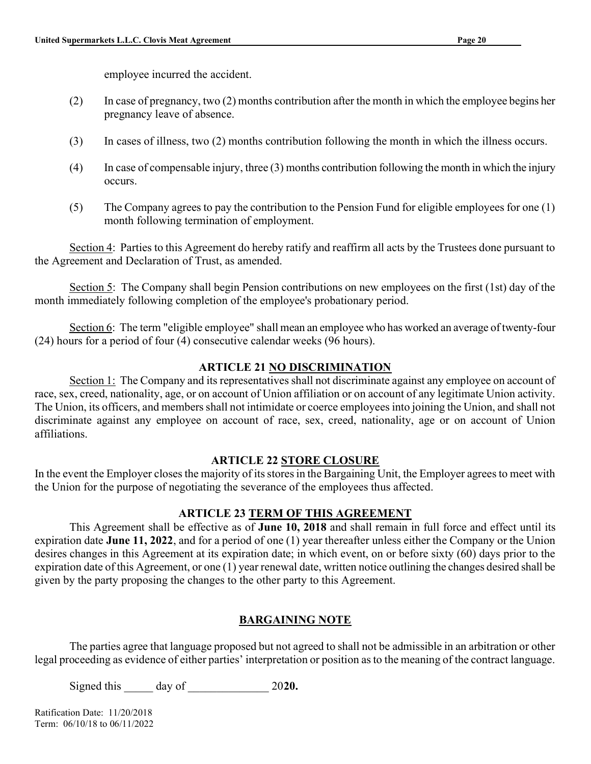employee incurred the accident.

(2) In case of pregnancy, two (2) months contribution after the month in which the employee begins her pregnancy leave of absence.

(3) In cases of illness, two (2) months contribution following the month in which the illness occurs.

(4) In case of compensable injury, three (3) months contribution following the month in which the injury occurs.

(5) The Company agrees to pay the contribution to the Pension Fund for eligible employees for one (1) month following termination of employment.

Section 4: Parties to this Agreement do hereby ratify and reaffirm all acts by the Trustees done pursuant to the Agreement and Declaration of Trust, as amended.

Section 5: The Company shall begin Pension contributions on new employees on the first (1st) day of the month immediately following completion of the employee's probationary period.

Section 6: The term "eligible employee" shall mean an employee who has worked an average of twenty-four (24) hours for a period of four (4) consecutive calendar weeks (96 hours).

## ARTICLE 21 NO DISCRIMINATION

Section 1: The Company and its representatives shall not discriminate against any employee on account of race, sex, creed, nationality, age, or on account of Union affiliation or on account of any legitimate Union activity. The Union, its officers, and members shall not intimidate or coerce employees into joining the Union, and shall not discriminate against any employee on account of race, sex, creed, nationality, age or on account of Union affiliations.

## ARTICLE 22 STORE CLOSURE

In the event the Employer closes the majority of its stores in the Bargaining Unit, the Employer agrees to meet with the Union for the purpose of negotiating the severance of the employees thus affected.

## ARTICLE 23 TERM OF THIS AGREEMENT

This Agreement shall be effective as of **June 10, 2018** and shall remain in full force and effect until its expiration date **June 11, 2022**, and for a period of one (1) year thereafter unless either the Company or the Union desires changes in this Agreement at its expiration date; in which event, on or before sixty (60) days prior to the expiration date of this Agreement, or one (1) year renewal date, written notice outlining the changes desired shall be given by the party proposing the changes to the other party to this Agreement.

## BARGAINING NOTE

The parties agree that language proposed but not agreed to shall not be admissible in an arbitration or other legal proceeding as evidence of either parties' interpretation or position as to the meaning of the contract language.

Signed this _____ day of ______________ 20**20.**

Ratification Date: 11/20/2018
Term: 06/10/18 to 06/11/2022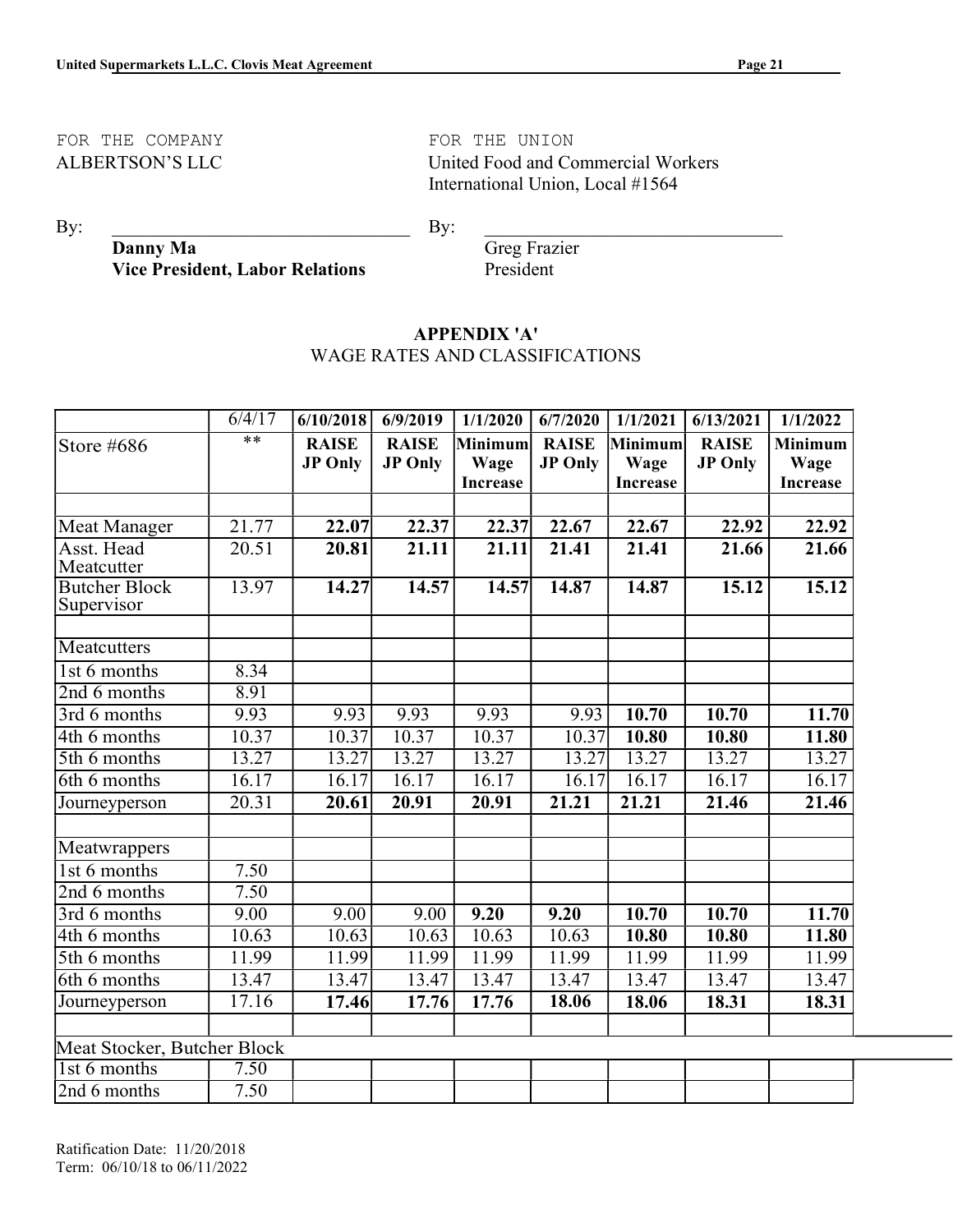FOR THE COMPANY
ALBERTSON'S LLC

By: ______________________________
**Danny Ma**
**Vice President, Labor Relations**

FOR THE UNION
United Food and Commercial Workers International Union, Local #1564

By: ______________________________
Greg Frazier
President

## APPENDIX 'A'
WAGE RATES AND CLASSIFICATIONS

| | 6/4/17 | **6/10/2018** | **6/9/2019** | **1/1/2020** | **6/7/2020** | **1/1/2021** | **6/13/2021** | **1/1/2022** |
|---|---|---|---|---|---|---|---|---|
| Store #686 | ** | **RAISE JP Only** | **RAISE JP Only** | **Minimum Wage Increase** | **RAISE JP Only** | **Minimum Wage Increase** | **RAISE JP Only** | **Minimum Wage Increase** |
| | | | | | | | | |
| Meat Manager | 21.77 | **22.07** | **22.37** | **22.37** | **22.67** | **22.67** | **22.92** | **22.92** |
| Asst. Head Meatcutter | 20.51 | **20.81** | **21.11** | **21.11** | **21.41** | **21.41** | **21.66** | **21.66** |
| Butcher Block Supervisor | 13.97 | **14.27** | **14.57** | **14.57** | **14.87** | **14.87** | **15.12** | **15.12** |
| | | | | | | | | |
| Meatcutters | | | | | | | | |
| 1st 6 months | 8.34 | | | | | | | |
| 2nd 6 months | 8.91 | | | | | | | |
| 3rd 6 months | 9.93 | 9.93 | 9.93 | 9.93 | 9.93 | **10.70** | **10.70** | **11.70** |
| 4th 6 months | 10.37 | 10.37 | 10.37 | 10.37 | 10.37 | **10.80** | **10.80** | **11.80** |
| 5th 6 months | 13.27 | 13.27 | 13.27 | 13.27 | 13.27 | 13.27 | 13.27 | 13.27 |
| 6th 6 months | 16.17 | 16.17 | 16.17 | 16.17 | 16.17 | 16.17 | 16.17 | 16.17 |
| Journeyperson | 20.31 | **20.61** | **20.91** | **20.91** | **21.21** | **21.21** | **21.46** | **21.46** |
| | | | | | | | | |
| Meatwrappers | | | | | | | | |
| 1st 6 months | 7.50 | | | | | | | |
| 2nd 6 months | 7.50 | | | | | | | |
| 3rd 6 months | 9.00 | 9.00 | 9.00 | **9.20** | **9.20** | **10.70** | **10.70** | **11.70** |
| 4th 6 months | 10.63 | 10.63 | 10.63 | 10.63 | 10.63 | **10.80** | **10.80** | **11.80** |
| 5th 6 months | 11.99 | 11.99 | 11.99 | 11.99 | 11.99 | 11.99 | 11.99 | 11.99 |
| 6th 6 months | 13.47 | 13.47 | 13.47 | 13.47 | 13.47 | 13.47 | 13.47 | 13.47 |
| Journeyperson | 17.16 | **17.46** | **17.76** | **17.76** | **18.06** | **18.06** | **18.31** | **18.31** |
| | | | | | | | | |
| Meat Stocker, Butcher Block | | | | | | | | |
| 1st 6 months | 7.50 | | | | | | | |
| 2nd 6 months | 7.50 | | | | | | | |

Ratification Date: 11/20/2018
Term: 06/10/18 to 06/11/2022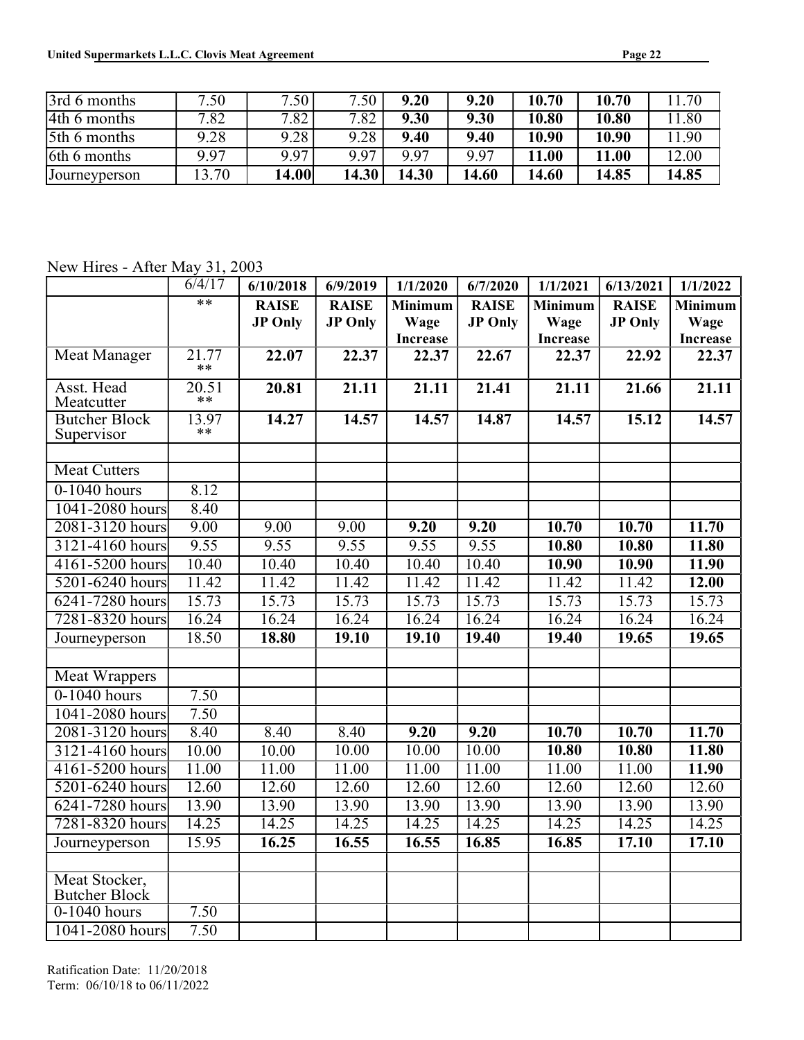| 3rd 6 months | 7.50 | 7.50 | 7.50 | **9.20** | **9.20** | **10.70** | **10.70** | 11.70 |
|---|---|---|---|---|---|---|---|---|
| 4th 6 months | 7.82 | 7.82 | 7.82 | **9.30** | **9.30** | **10.80** | **10.80** | 11.80 |
| 5th 6 months | 9.28 | 9.28 | 9.28 | **9.40** | **9.40** | **10.90** | **10.90** | 11.90 |
| 6th 6 months | 9.97 | 9.97 | 9.97 | 9.97 | 9.97 | **11.00** | **11.00** | 12.00 |
| Journeyperson | 13.70 | **14.00** | **14.30** | **14.30** | **14.60** | **14.60** | **14.85** | **14.85** |

New Hires - After May 31, 2003

| | 6/4/17 | 6/10/2018 | 6/9/2019 | 1/1/2020 | 6/7/2020 | 1/1/2021 | 6/13/2021 | 1/1/2022 |
|---|---|---|---|---|---|---|---|---|
| | ** | **RAISE JP Only** | **RAISE JP Only** | **Minimum Wage Increase** | **RAISE JP Only** | **Minimum Wage Increase** | **RAISE JP Only** | **Minimum Wage Increase** |
| Meat Manager | 21.77 ** | **22.07** | **22.37** | **22.37** | **22.67** | **22.37** | **22.92** | **22.37** |
| Asst. Head Meatcutter | 20.51 ** | **20.81** | **21.11** | **21.11** | **21.41** | **21.11** | **21.66** | **21.11** |
| Butcher Block Supervisor | 13.97 ** | **14.27** | **14.57** | **14.57** | **14.87** | **14.57** | **15.12** | **14.57** |
| | | | | | | | | |
| Meat Cutters | | | | | | | | |
| 0-1040 hours | 8.12 | | | | | | | |
| 1041-2080 hours | 8.40 | | | | | | | |
| 2081-3120 hours | 9.00 | 9.00 | 9.00 | **9.20** | **9.20** | **10.70** | **10.70** | **11.70** |
| 3121-4160 hours | 9.55 | 9.55 | 9.55 | 9.55 | 9.55 | **10.80** | **10.80** | **11.80** |
| 4161-5200 hours | 10.40 | 10.40 | 10.40 | 10.40 | 10.40 | **10.90** | **10.90** | **11.90** |
| 5201-6240 hours | 11.42 | 11.42 | 11.42 | 11.42 | 11.42 | 11.42 | 11.42 | **12.00** |
| 6241-7280 hours | 15.73 | 15.73 | 15.73 | 15.73 | 15.73 | 15.73 | 15.73 | 15.73 |
| 7281-8320 hours | 16.24 | 16.24 | 16.24 | 16.24 | 16.24 | 16.24 | 16.24 | 16.24 |
| Journeyperson | 18.50 | **18.80** | **19.10** | **19.10** | **19.40** | **19.40** | **19.65** | **19.65** |
| | | | | | | | | |
| Meat Wrappers | | | | | | | | |
| 0-1040 hours | 7.50 | | | | | | | |
| 1041-2080 hours | 7.50 | | | | | | | |
| 2081-3120 hours | 8.40 | 8.40 | 8.40 | **9.20** | **9.20** | **10.70** | **10.70** | **11.70** |
| 3121-4160 hours | 10.00 | 10.00 | 10.00 | 10.00 | 10.00 | **10.80** | **10.80** | **11.80** |
| 4161-5200 hours | 11.00 | 11.00 | 11.00 | 11.00 | 11.00 | 11.00 | 11.00 | **11.90** |
| 5201-6240 hours | 12.60 | 12.60 | 12.60 | 12.60 | 12.60 | 12.60 | 12.60 | 12.60 |
| 6241-7280 hours | 13.90 | 13.90 | 13.90 | 13.90 | 13.90 | 13.90 | 13.90 | 13.90 |
| 7281-8320 hours | 14.25 | 14.25 | 14.25 | 14.25 | 14.25 | 14.25 | 14.25 | 14.25 |
| Journeyperson | 15.95 | **16.25** | **16.55** | **16.55** | **16.85** | **16.85** | **17.10** | **17.10** |
| | | | | | | | | |
| Meat Stocker, Butcher Block | | | | | | | | |
| 0-1040 hours | 7.50 | | | | | | | |
| 1041-2080 hours | 7.50 | | | | | | | |

Ratification Date: 11/20/2018
Term: 06/10/18 to 06/11/2022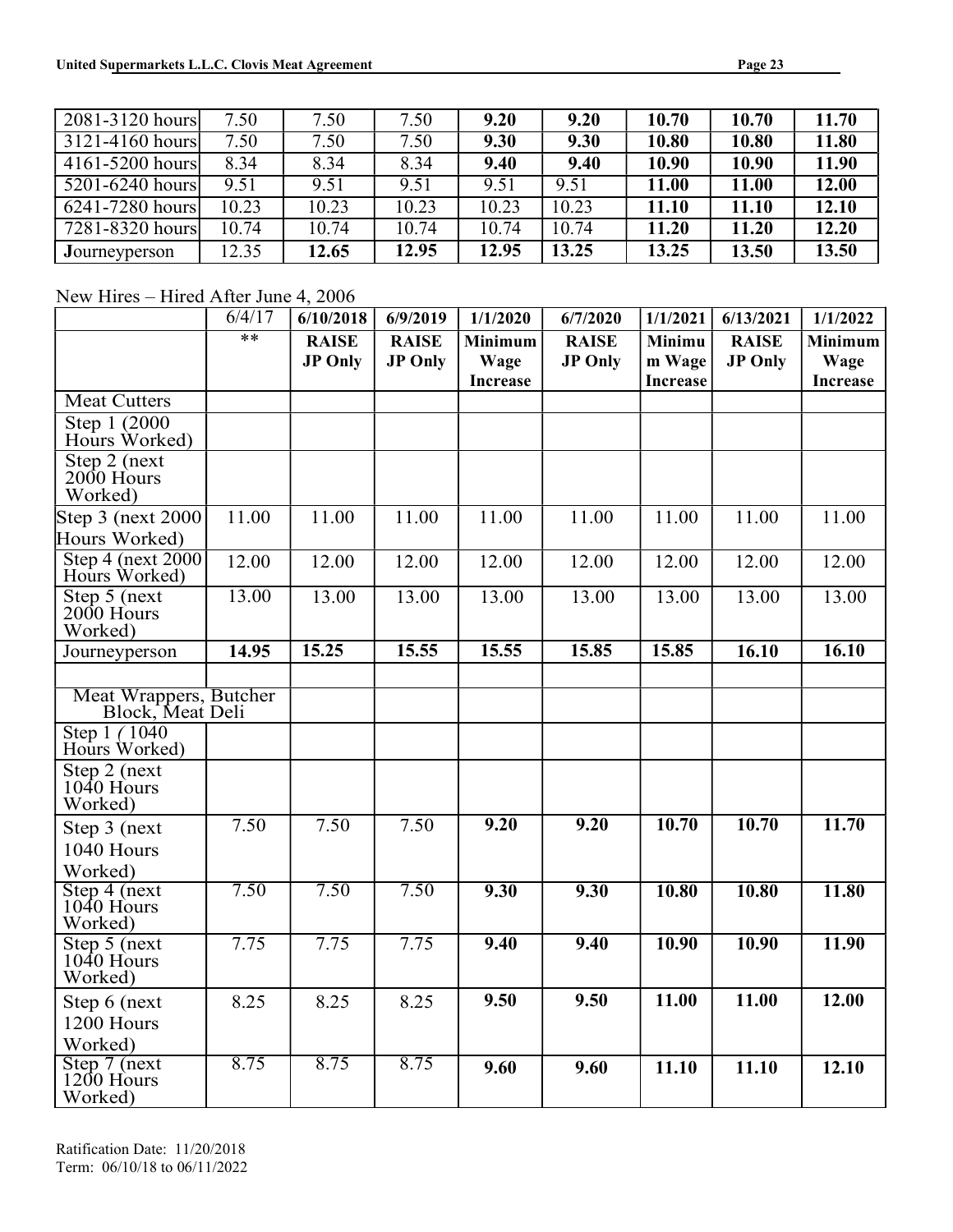| 2081-3120 hours | 7.50 | 7.50 | 7.50 | **9.20** | **9.20** | **10.70** | **10.70** | **11.70** |
|---|---|---|---|---|---|---|---|---|
| 3121-4160 hours | 7.50 | 7.50 | 7.50 | **9.30** | **9.30** | **10.80** | **10.80** | **11.80** |
| 4161-5200 hours | 8.34 | 8.34 | 8.34 | **9.40** | **9.40** | **10.90** | **10.90** | **11.90** |
| 5201-6240 hours | 9.51 | 9.51 | 9.51 | 9.51 | 9.51 | **11.00** | **11.00** | **12.00** |
| 6241-7280 hours | 10.23 | 10.23 | 10.23 | 10.23 | 10.23 | **11.10** | **11.10** | **12.10** |
| 7281-8320 hours | 10.74 | 10.74 | 10.74 | 10.74 | 10.74 | **11.20** | **11.20** | **12.20** |
| **J**ourneyperson | 12.35 | **12.65** | **12.95** | **12.95** | **13.25** | **13.25** | **13.50** | **13.50** |

New Hires – Hired After June 4, 2006

| | 6/4/17 | **6/10/2018** | **6/9/2019** | **1/1/2020** | **6/7/2020** | **1/1/2021** | **6/13/2021** | **1/1/2022** |
|---|---|---|---|---|---|---|---|---|
| | ** | **RAISE JP Only** | **RAISE JP Only** | **Minimum Wage Increase** | **RAISE JP Only** | **Minimum Wage Increase** | **RAISE JP Only** | **Minimum Wage Increase** |
| Meat Cutters | | | | | | | | |
| Step 1 (2000 Hours Worked) | | | | | | | | |
| Step 2 (next 2000 Hours Worked) | | | | | | | | |
| Step 3 (next 2000 Hours Worked) | 11.00 | 11.00 | 11.00 | 11.00 | 11.00 | 11.00 | 11.00 | 11.00 |
| Step 4 (next 2000 Hours Worked) | 12.00 | 12.00 | 12.00 | 12.00 | 12.00 | 12.00 | 12.00 | 12.00 |
| Step 5 (next 2000 Hours Worked) | 13.00 | 13.00 | 13.00 | 13.00 | 13.00 | 13.00 | 13.00 | 13.00 |
| Journeyperson | **14.95** | **15.25** | **15.55** | **15.55** | **15.85** | **15.85** | **16.10** | **16.10** |
| | | | | | | | | |
| Meat Wrappers, Butcher Block, Meat Deli | | | | | | | | |
| Step 1 ( 1040 Hours Worked) | | | | | | | | |
| Step 2 (next 1040 Hours Worked) | | | | | | | | |
| Step 3 (next 1040 Hours Worked) | 7.50 | 7.50 | 7.50 | **9.20** | **9.20** | **10.70** | **10.70** | **11.70** |
| Step 4 (next 1040 Hours Worked) | 7.50 | 7.50 | 7.50 | **9.30** | **9.30** | **10.80** | **10.80** | **11.80** |
| Step 5 (next 1040 Hours Worked) | 7.75 | 7.75 | 7.75 | **9.40** | **9.40** | **10.90** | **10.90** | **11.90** |
| Step 6 (next 1200 Hours Worked) | 8.25 | 8.25 | 8.25 | **9.50** | **9.50** | **11.00** | **11.00** | **12.00** |
| Step 7 (next 1200 Hours Worked) | 8.75 | 8.75 | 8.75 | **9.60** | **9.60** | **11.10** | **11.10** | **12.10** |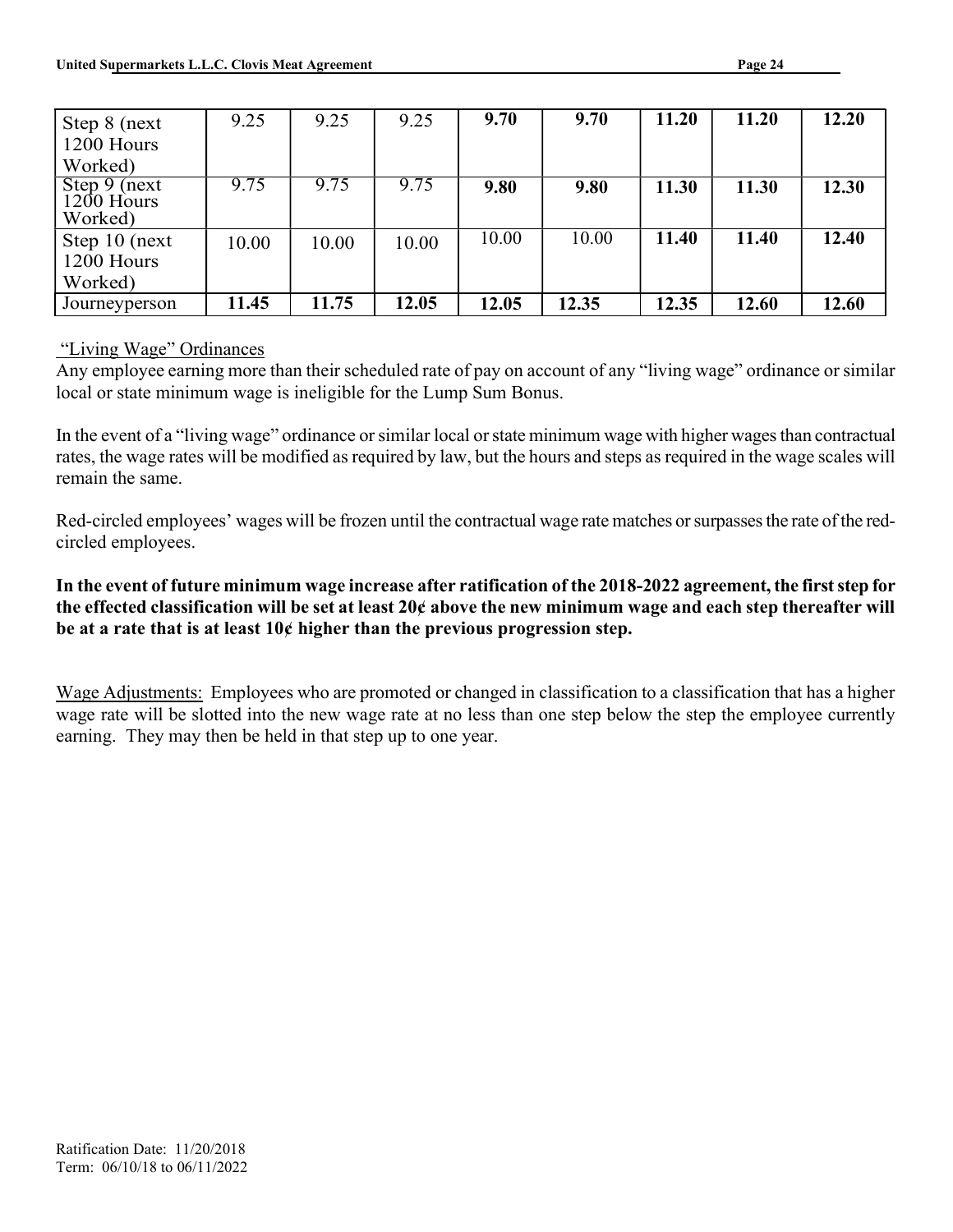| Step 8 (next 1200 Hours Worked) | 9.25 | 9.25 | 9.25 | **9.70** | **9.70** | **11.20** | **11.20** | **12.20** |
|---|---|---|---|---|---|---|---|---|
| Step 9 (next 1200 Hours Worked) | 9.75 | 9.75 | 9.75 | **9.80** | **9.80** | **11.30** | **11.30** | **12.30** |
| Step 10 (next 1200 Hours Worked) | 10.00 | 10.00 | 10.00 | 10.00 | 10.00 | **11.40** | **11.40** | **12.40** |
| Journeyperson | **11.45** | **11.75** | **12.05** | **12.05** | **12.35** | **12.35** | **12.60** | **12.60** |

"Living Wage" Ordinances

Any employee earning more than their scheduled rate of pay on account of any "living wage" ordinance or similar local or state minimum wage is ineligible for the Lump Sum Bonus.

In the event of a "living wage" ordinance or similar local or state minimum wage with higher wages than contractual rates, the wage rates will be modified as required by law, but the hours and steps as required in the wage scales will remain the same.

Red-circled employees' wages will be frozen until the contractual wage rate matches or surpasses the rate of the red-circled employees.

**In the event of future minimum wage increase after ratification of the 2018-2022 agreement, the first step for the effected classification will be set at least 20¢ above the new minimum wage and each step thereafter will be at a rate that is at least 10¢ higher than the previous progression step.**

Wage Adjustments: Employees who are promoted or changed in classification to a classification that has a higher wage rate will be slotted into the new wage rate at no less than one step below the step the employee currently earning. They may then be held in that step up to one year.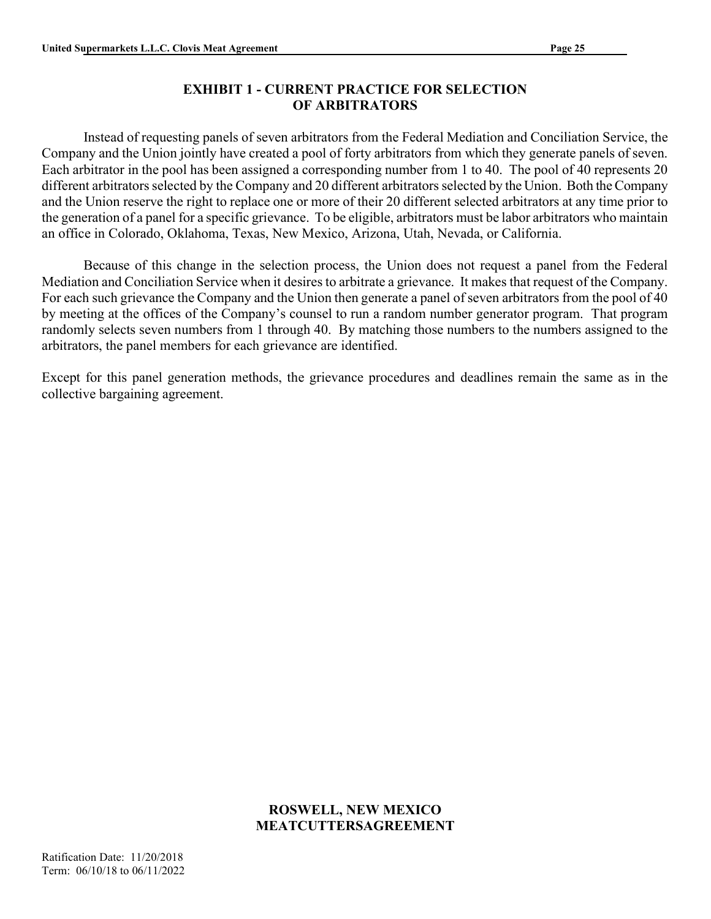## EXHIBIT 1 - CURRENT PRACTICE FOR SELECTION OF ARBITRATORS

Instead of requesting panels of seven arbitrators from the Federal Mediation and Conciliation Service, the Company and the Union jointly have created a pool of forty arbitrators from which they generate panels of seven. Each arbitrator in the pool has been assigned a corresponding number from 1 to 40. The pool of 40 represents 20 different arbitrators selected by the Company and 20 different arbitrators selected by the Union. Both the Company and the Union reserve the right to replace one or more of their 20 different selected arbitrators at any time prior to the generation of a panel for a specific grievance. To be eligible, arbitrators must be labor arbitrators who maintain an office in Colorado, Oklahoma, Texas, New Mexico, Arizona, Utah, Nevada, or California.

Because of this change in the selection process, the Union does not request a panel from the Federal Mediation and Conciliation Service when it desires to arbitrate a grievance. It makes that request of the Company. For each such grievance the Company and the Union then generate a panel of seven arbitrators from the pool of 40 by meeting at the offices of the Company's counsel to run a random number generator program. That program randomly selects seven numbers from 1 through 40. By matching those numbers to the numbers assigned to the arbitrators, the panel members for each grievance are identified.

Except for this panel generation methods, the grievance procedures and deadlines remain the same as in the collective bargaining agreement.

## ROSWELL, NEW MEXICO MEATCUTTERSAGREEMENT

Ratification Date: 11/20/2018
Term: 06/10/18 to 06/11/2022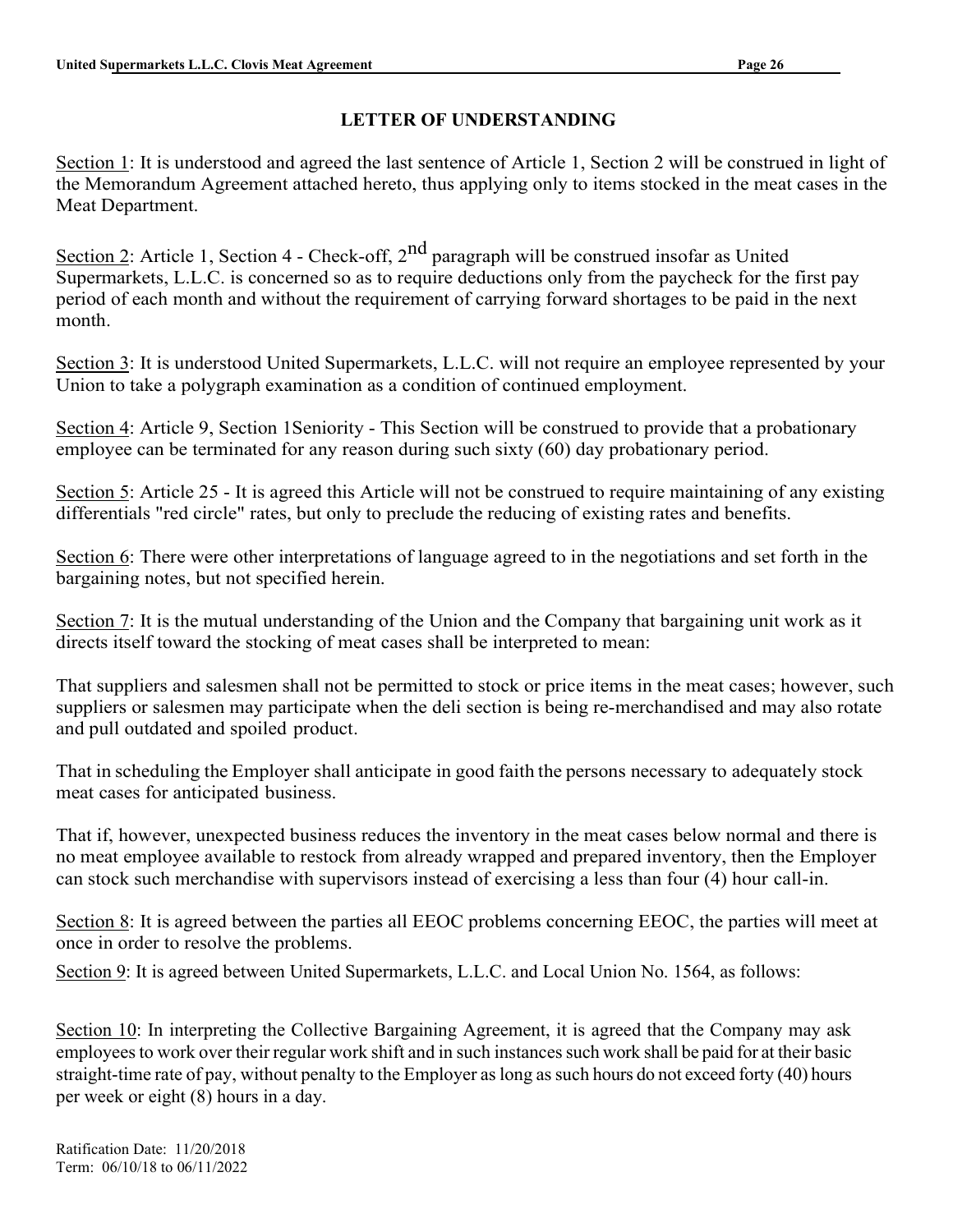## LETTER OF UNDERSTANDING

Section 1: It is understood and agreed the last sentence of Article 1, Section 2 will be construed in light of the Memorandum Agreement attached hereto, thus applying only to items stocked in the meat cases in the Meat Department.

Section 2: Article 1, Section 4 - Check-off, 2nd paragraph will be construed insofar as United Supermarkets, L.L.C. is concerned so as to require deductions only from the paycheck for the first pay period of each month and without the requirement of carrying forward shortages to be paid in the next month.

Section 3: It is understood United Supermarkets, L.L.C. will not require an employee represented by your Union to take a polygraph examination as a condition of continued employment.

Section 4: Article 9, Section 1Seniority - This Section will be construed to provide that a probationary employee can be terminated for any reason during such sixty (60) day probationary period.

Section 5: Article 25 - It is agreed this Article will not be construed to require maintaining of any existing differentials "red circle" rates, but only to preclude the reducing of existing rates and benefits.

Section 6: There were other interpretations of language agreed to in the negotiations and set forth in the bargaining notes, but not specified herein.

Section 7: It is the mutual understanding of the Union and the Company that bargaining unit work as it directs itself toward the stocking of meat cases shall be interpreted to mean:

That suppliers and salesmen shall not be permitted to stock or price items in the meat cases; however, such suppliers or salesmen may participate when the deli section is being re-merchandised and may also rotate and pull outdated and spoiled product.

That in scheduling the Employer shall anticipate in good faith the persons necessary to adequately stock meat cases for anticipated business.

That if, however, unexpected business reduces the inventory in the meat cases below normal and there is no meat employee available to restock from already wrapped and prepared inventory, then the Employer can stock such merchandise with supervisors instead of exercising a less than four (4) hour call-in.

Section 8: It is agreed between the parties all EEOC problems concerning EEOC, the parties will meet at once in order to resolve the problems.

Section 9: It is agreed between United Supermarkets, L.L.C. and Local Union No. 1564, as follows:

Section 10: In interpreting the Collective Bargaining Agreement, it is agreed that the Company may ask employees to work over their regular work shift and in such instances such work shall be paid for at their basic straight-time rate of pay, without penalty to the Employer as long as such hours do not exceed forty (40) hours per week or eight (8) hours in a day.

Ratification Date: 11/20/2018
Term: 06/10/18 to 06/11/2022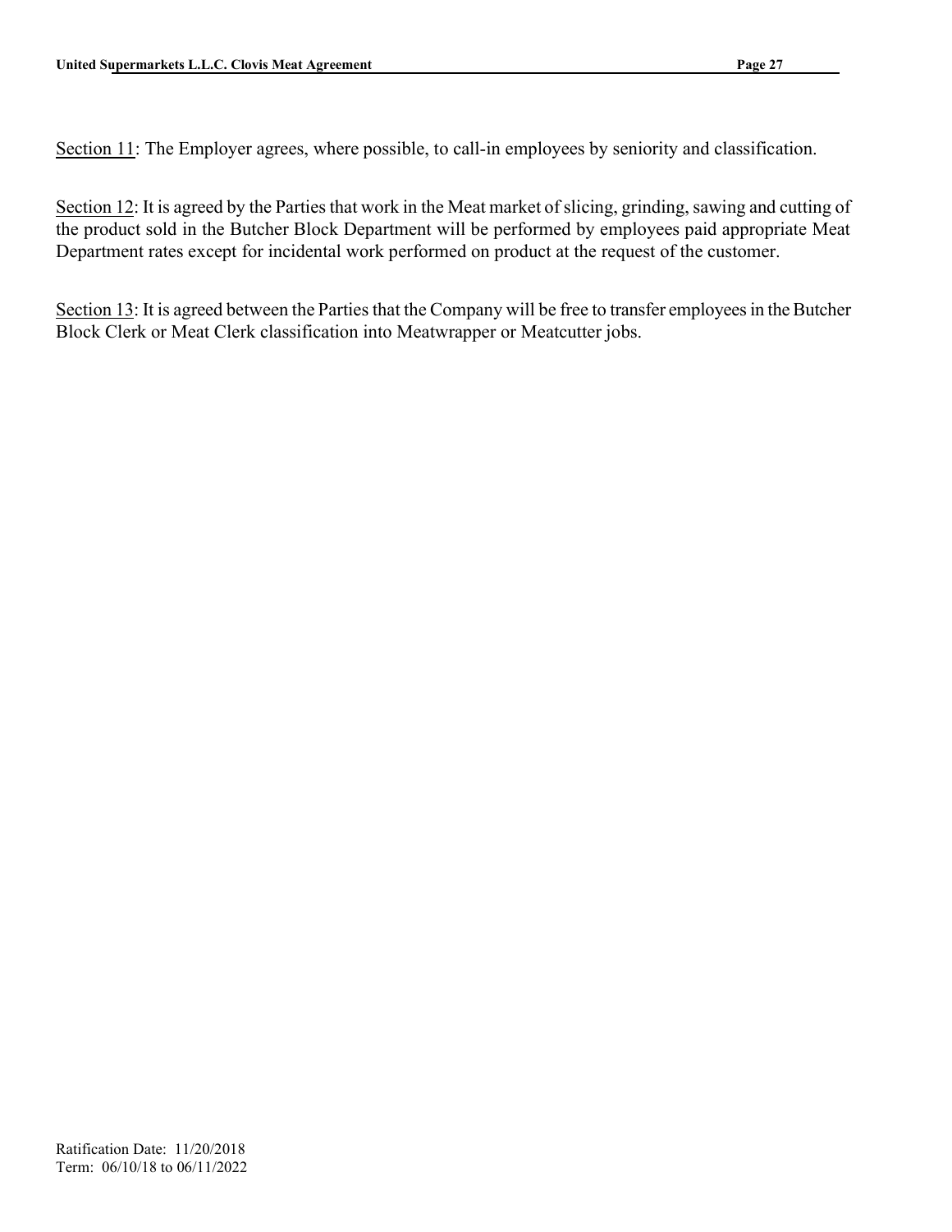Section 11: The Employer agrees, where possible, to call-in employees by seniority and classification.

Section 12: It is agreed by the Parties that work in the Meat market of slicing, grinding, sawing and cutting of the product sold in the Butcher Block Department will be performed by employees paid appropriate Meat Department rates except for incidental work performed on product at the request of the customer.

Section 13: It is agreed between the Parties that the Company will be free to transfer employees in the Butcher Block Clerk or Meat Clerk classification into Meatwrapper or Meatcutter jobs.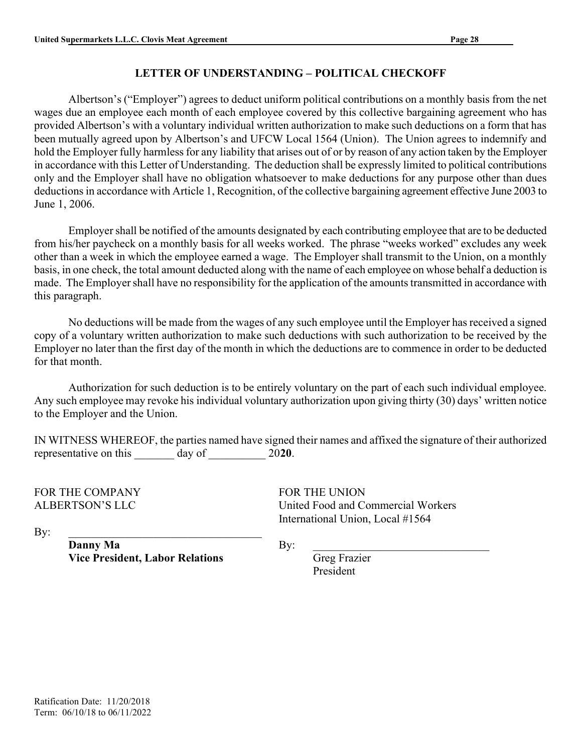## LETTER OF UNDERSTANDING – POLITICAL CHECKOFF

Albertson's ("Employer") agrees to deduct uniform political contributions on a monthly basis from the net wages due an employee each month of each employee covered by this collective bargaining agreement who has provided Albertson's with a voluntary individual written authorization to make such deductions on a form that has been mutually agreed upon by Albertson's and UFCW Local 1564 (Union). The Union agrees to indemnify and hold the Employer fully harmless for any liability that arises out of or by reason of any action taken by the Employer in accordance with this Letter of Understanding. The deduction shall be expressly limited to political contributions only and the Employer shall have no obligation whatsoever to make deductions for any purpose other than dues deductions in accordance with Article 1, Recognition, of the collective bargaining agreement effective June 2003 to June 1, 2006.

Employer shall be notified of the amounts designated by each contributing employee that are to be deducted from his/her paycheck on a monthly basis for all weeks worked. The phrase "weeks worked" excludes any week other than a week in which the employee earned a wage. The Employer shall transmit to the Union, on a monthly basis, in one check, the total amount deducted along with the name of each employee on whose behalf a deduction is made. The Employer shall have no responsibility for the application of the amounts transmitted in accordance with this paragraph.

No deductions will be made from the wages of any such employee until the Employer has received a signed copy of a voluntary written authorization to make such deductions with such authorization to be received by the Employer no later than the first day of the month in which the deductions are to commence in order to be deducted for that month.

Authorization for such deduction is to be entirely voluntary on the part of each such individual employee. Any such employee may revoke his individual voluntary authorization upon giving thirty (30) days' written notice to the Employer and the Union.

IN WITNESS WHEREOF, the parties named have signed their names and affixed the signature of their authorized representative on this _______ day of __________ 20**20**.

FOR THE COMPANY
ALBERTSON'S LLC

By: _________________________________
**Danny Ma**
**Vice President, Labor Relations**

FOR THE UNION
United Food and Commercial Workers
International Union, Local #1564

By: _______________________________
Greg Frazier
President

Ratification Date: 11/20/2018
Term: 06/10/18 to 06/11/2022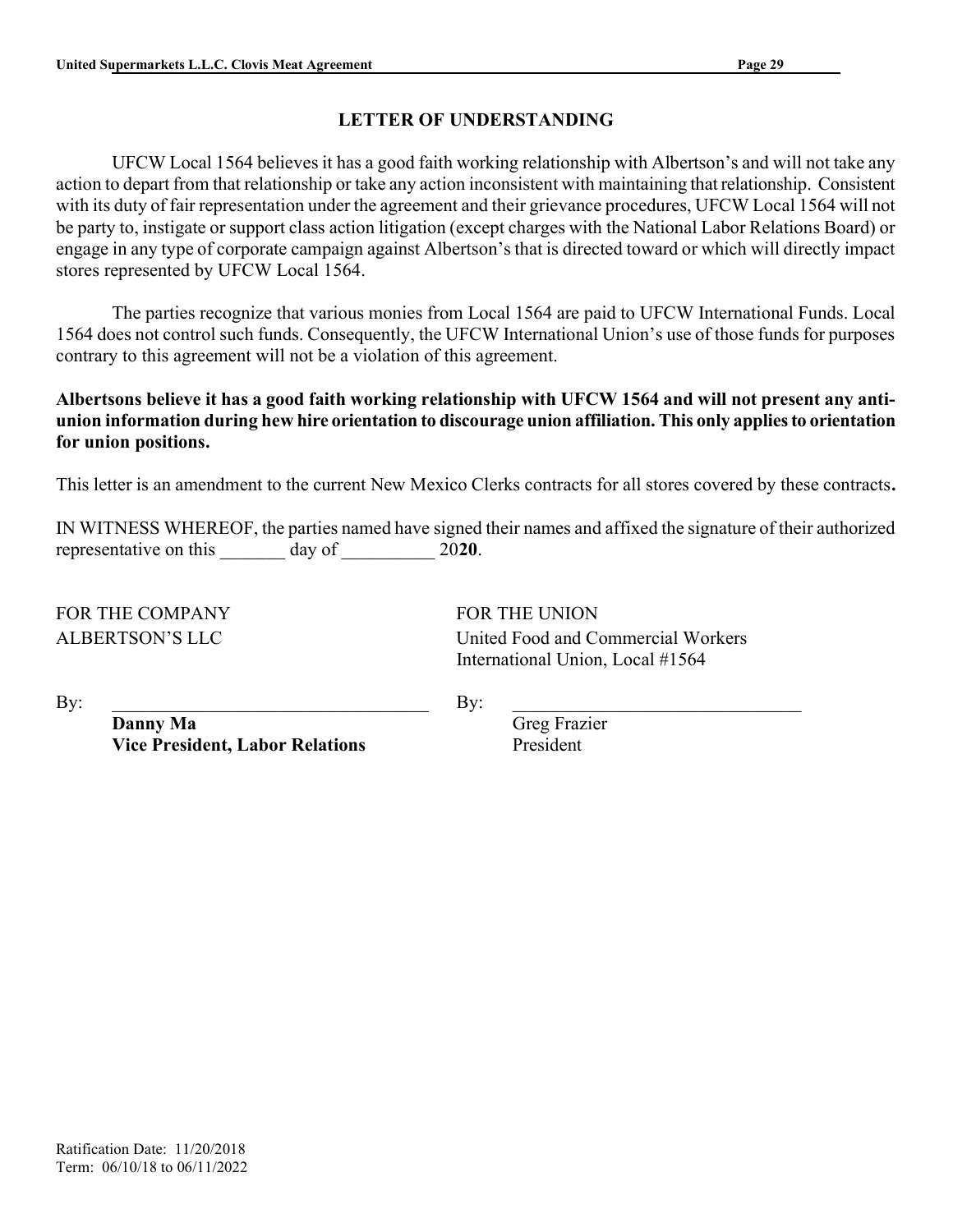## LETTER OF UNDERSTANDING

UFCW Local 1564 believes it has a good faith working relationship with Albertson's and will not take any action to depart from that relationship or take any action inconsistent with maintaining that relationship. Consistent with its duty of fair representation under the agreement and their grievance procedures, UFCW Local 1564 will not be party to, instigate or support class action litigation (except charges with the National Labor Relations Board) or engage in any type of corporate campaign against Albertson's that is directed toward or which will directly impact stores represented by UFCW Local 1564.

The parties recognize that various monies from Local 1564 are paid to UFCW International Funds. Local 1564 does not control such funds. Consequently, the UFCW International Union's use of those funds for purposes contrary to this agreement will not be a violation of this agreement.

**Albertsons believe it has a good faith working relationship with UFCW 1564 and will not present any anti-union information during hew hire orientation to discourage union affiliation. This only applies to orientation for union positions.**

This letter is an amendment to the current New Mexico Clerks contracts for all stores covered by these contracts**.**

IN WITNESS WHEREOF, the parties named have signed their names and affixed the signature of their authorized representative on this _______ day of __________ 20**20**.

FOR THE COMPANY
ALBERTSON'S LLC

By: _________________________________

**Danny Ma**
**Vice President, Labor Relations**

FOR THE UNION
United Food and Commercial Workers
International Union, Local #1564

By: _______________________________

Greg Frazier
President

Ratification Date: 11/20/2018
Term: 06/10/18 to 06/11/2022